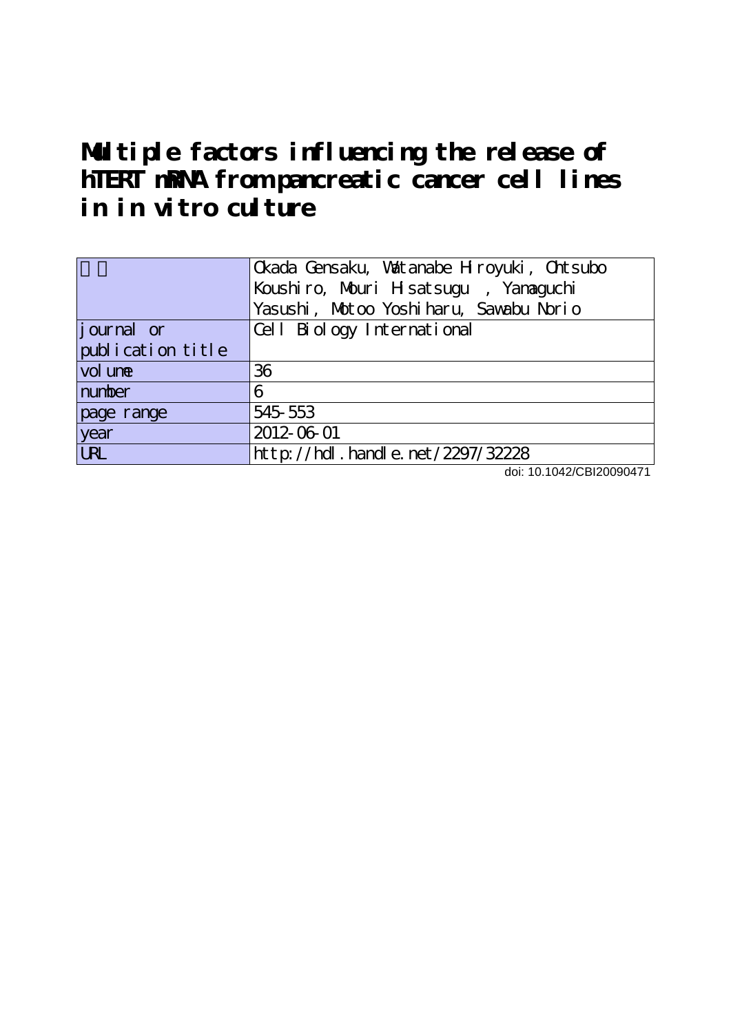# Multiple factors influencing the release of hTERT mRNA from pancreatic cancer cell lines in in vitro culture

| 著者 | Okada Gensaku, Watanabe Hiroyuki, Ohtsubo Koushiro, Mouri Hisatsugu , Yamaguchi Yasushi, Motoo Yoshiharu, Sawabu Norio |
| --- | --- |
| journal or publication title | Cell Biology International |
| volume | 36 |
| number | 6 |
| page range | 545-553 |
| year | 2012-06-01 |
| URL | http://hdl.handle.net/2297/32228 |

doi: 10.1042/CBI20090471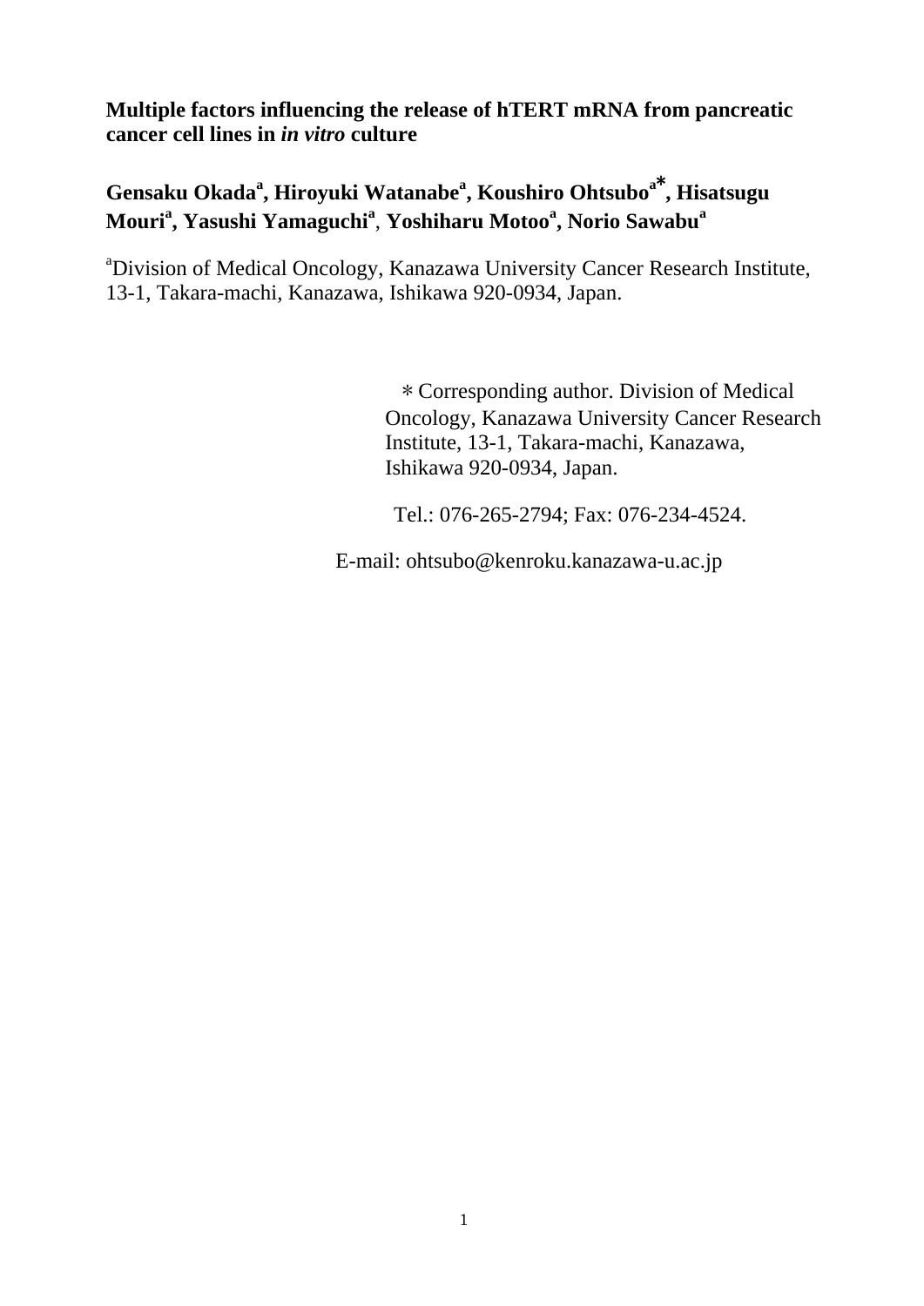# Multiple factors influencing the release of hTERT mRNA from pancreatic cancer cell lines in *in vitro* culture

**Gensaku Okada[a], Hiroyuki Watanabe[a], Koushiro Ohtsubo[a*], Hisatsugu Mouri[a], Yasushi Yamaguchi[a], Yoshiharu Motoo[a], Norio Sawabu[a]**

[a]Division of Medical Oncology, Kanazawa University Cancer Research Institute, 13-1, Takara-machi, Kanazawa, Ishikawa 920-0934, Japan.

\* Corresponding author. Division of Medical Oncology, Kanazawa University Cancer Research Institute, 13-1, Takara-machi, Kanazawa, Ishikawa 920-0934, Japan.

Tel.: 076-265-2794; Fax: 076-234-4524.

E-mail: ohtsubo@kenroku.kanazawa-u.ac.jp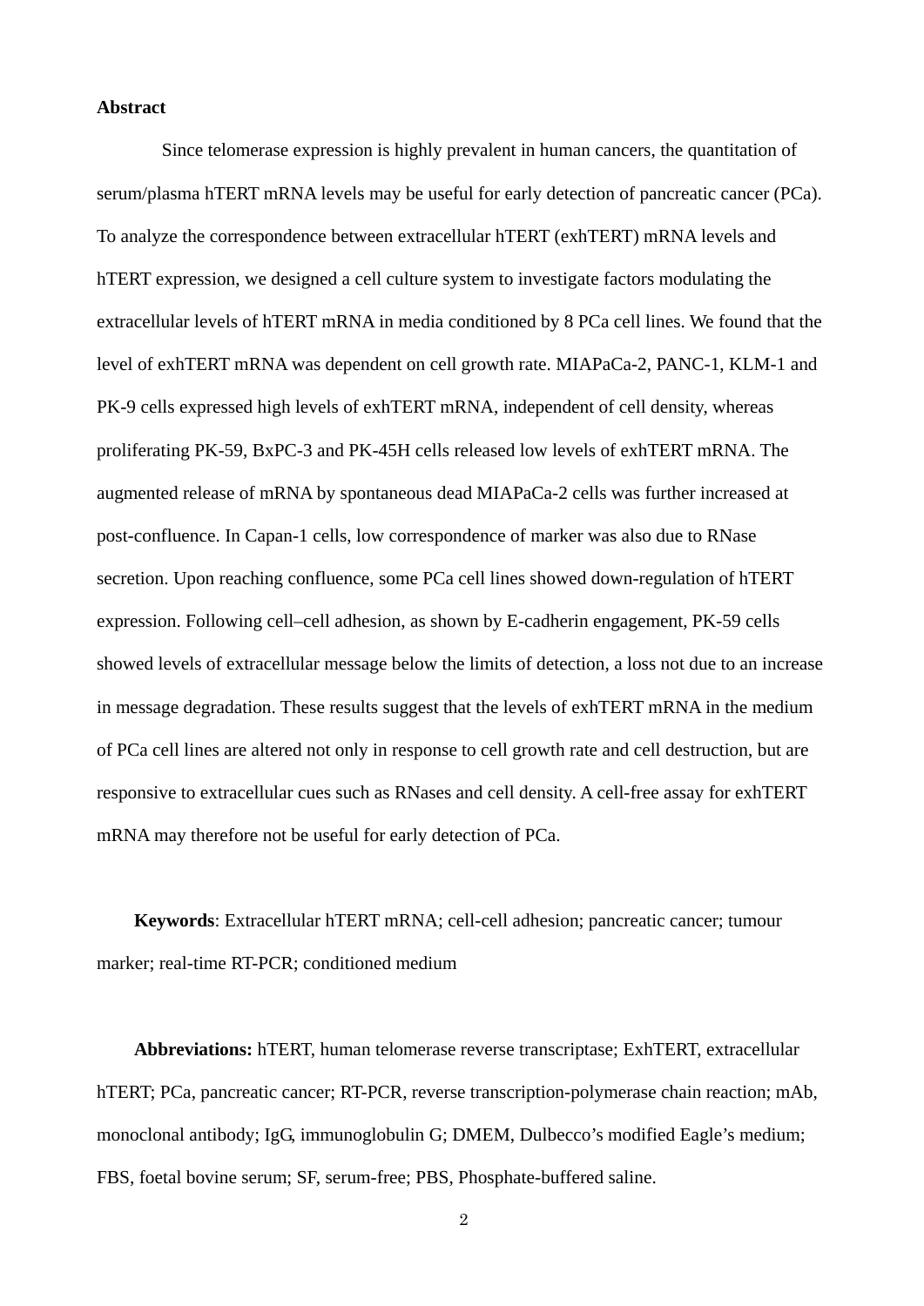**Abstract**

Since telomerase expression is highly prevalent in human cancers, the quantitation of serum/plasma hTERT mRNA levels may be useful for early detection of pancreatic cancer (PCa). To analyze the correspondence between extracellular hTERT (exhTERT) mRNA levels and hTERT expression, we designed a cell culture system to investigate factors modulating the extracellular levels of hTERT mRNA in media conditioned by 8 PCa cell lines. We found that the level of exhTERT mRNA was dependent on cell growth rate. MIAPaCa-2, PANC-1, KLM-1 and PK-9 cells expressed high levels of exhTERT mRNA, independent of cell density, whereas proliferating PK-59, BxPC-3 and PK-45H cells released low levels of exhTERT mRNA. The augmented release of mRNA by spontaneous dead MIAPaCa-2 cells was further increased at post-confluence. In Capan-1 cells, low correspondence of marker was also due to RNase secretion. Upon reaching confluence, some PCa cell lines showed down-regulation of hTERT expression. Following cell–cell adhesion, as shown by E-cadherin engagement, PK-59 cells showed levels of extracellular message below the limits of detection, a loss not due to an increase in message degradation. These results suggest that the levels of exhTERT mRNA in the medium of PCa cell lines are altered not only in response to cell growth rate and cell destruction, but are responsive to extracellular cues such as RNases and cell density. A cell-free assay for exhTERT mRNA may therefore not be useful for early detection of PCa.

**Keywords**: Extracellular hTERT mRNA; cell-cell adhesion; pancreatic cancer; tumour marker; real-time RT-PCR; conditioned medium

**Abbreviations:** hTERT, human telomerase reverse transcriptase; ExhTERT, extracellular hTERT; PCa, pancreatic cancer; RT-PCR, reverse transcription-polymerase chain reaction; mAb, monoclonal antibody; IgG, immunoglobulin G; DMEM, Dulbecco's modified Eagle's medium; FBS, foetal bovine serum; SF, serum-free; PBS, Phosphate-buffered saline.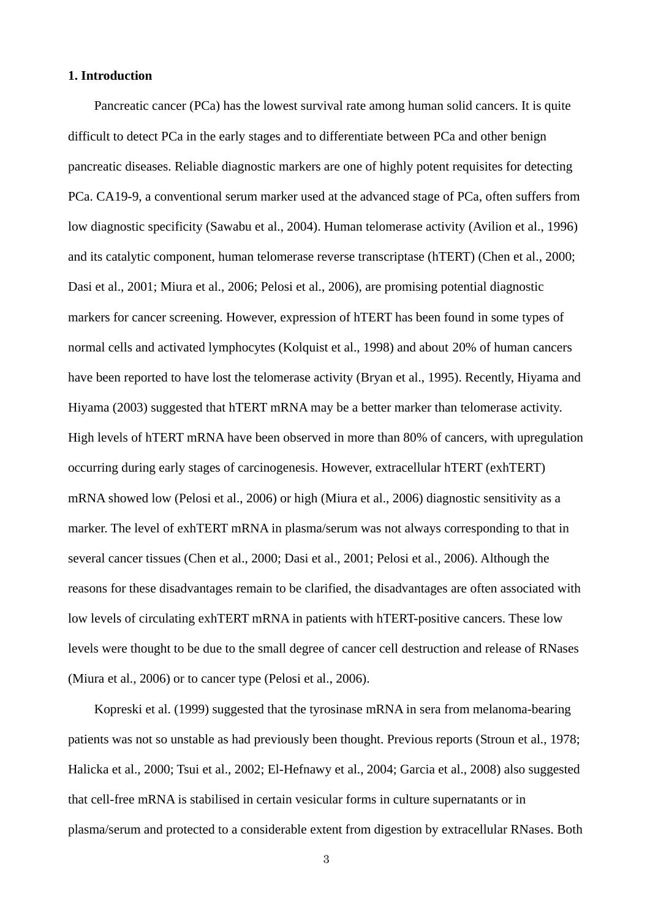## 1. Introduction

Pancreatic cancer (PCa) has the lowest survival rate among human solid cancers. It is quite difficult to detect PCa in the early stages and to differentiate between PCa and other benign pancreatic diseases. Reliable diagnostic markers are one of highly potent requisites for detecting PCa. CA19-9, a conventional serum marker used at the advanced stage of PCa, often suffers from low diagnostic specificity (Sawabu et al., 2004). Human telomerase activity (Avilion et al., 1996) and its catalytic component, human telomerase reverse transcriptase (hTERT) (Chen et al., 2000; Dasi et al., 2001; Miura et al., 2006; Pelosi et al., 2006), are promising potential diagnostic markers for cancer screening. However, expression of hTERT has been found in some types of normal cells and activated lymphocytes (Kolquist et al., 1998) and about 20% of human cancers have been reported to have lost the telomerase activity (Bryan et al., 1995). Recently, Hiyama and Hiyama (2003) suggested that hTERT mRNA may be a better marker than telomerase activity. High levels of hTERT mRNA have been observed in more than 80% of cancers, with upregulation occurring during early stages of carcinogenesis. However, extracellular hTERT (exhTERT) mRNA showed low (Pelosi et al., 2006) or high (Miura et al., 2006) diagnostic sensitivity as a marker. The level of exhTERT mRNA in plasma/serum was not always corresponding to that in several cancer tissues (Chen et al., 2000; Dasi et al., 2001; Pelosi et al., 2006). Although the reasons for these disadvantages remain to be clarified, the disadvantages are often associated with low levels of circulating exhTERT mRNA in patients with hTERT-positive cancers. These low levels were thought to be due to the small degree of cancer cell destruction and release of RNases (Miura et al., 2006) or to cancer type (Pelosi et al., 2006).

Kopreski et al. (1999) suggested that the tyrosinase mRNA in sera from melanoma-bearing patients was not so unstable as had previously been thought. Previous reports (Stroun et al., 1978; Halicka et al., 2000; Tsui et al., 2002; El-Hefnawy et al., 2004; Garcia et al., 2008) also suggested that cell-free mRNA is stabilised in certain vesicular forms in culture supernatants or in plasma/serum and protected to a considerable extent from digestion by extracellular RNases. Both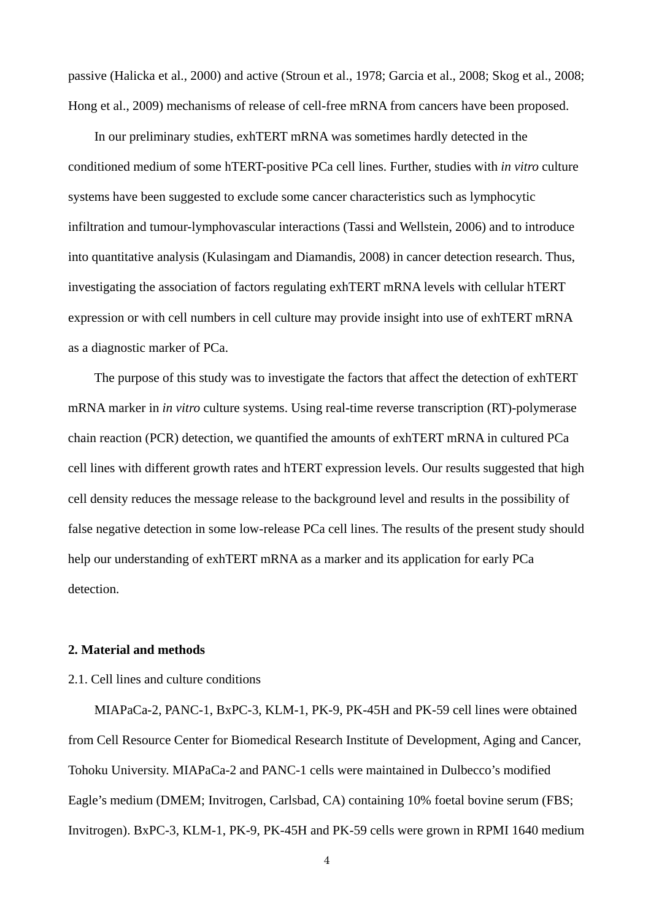passive (Halicka et al., 2000) and active (Stroun et al., 1978; Garcia et al., 2008; Skog et al., 2008; Hong et al., 2009) mechanisms of release of cell-free mRNA from cancers have been proposed.

In our preliminary studies, exhTERT mRNA was sometimes hardly detected in the conditioned medium of some hTERT-positive PCa cell lines. Further, studies with *in vitro* culture systems have been suggested to exclude some cancer characteristics such as lymphocytic infiltration and tumour-lymphovascular interactions (Tassi and Wellstein, 2006) and to introduce into quantitative analysis (Kulasingam and Diamandis, 2008) in cancer detection research. Thus, investigating the association of factors regulating exhTERT mRNA levels with cellular hTERT expression or with cell numbers in cell culture may provide insight into use of exhTERT mRNA as a diagnostic marker of PCa.

The purpose of this study was to investigate the factors that affect the detection of exhTERT mRNA marker in *in vitro* culture systems. Using real-time reverse transcription (RT)-polymerase chain reaction (PCR) detection, we quantified the amounts of exhTERT mRNA in cultured PCa cell lines with different growth rates and hTERT expression levels. Our results suggested that high cell density reduces the message release to the background level and results in the possibility of false negative detection in some low-release PCa cell lines. The results of the present study should help our understanding of exhTERT mRNA as a marker and its application for early PCa detection.

## 2. Material and methods

### 2.1. Cell lines and culture conditions

MIAPaCa-2, PANC-1, BxPC-3, KLM-1, PK-9, PK-45H and PK-59 cell lines were obtained from Cell Resource Center for Biomedical Research Institute of Development, Aging and Cancer, Tohoku University. MIAPaCa-2 and PANC-1 cells were maintained in Dulbecco's modified Eagle's medium (DMEM; Invitrogen, Carlsbad, CA) containing 10% foetal bovine serum (FBS; Invitrogen). BxPC-3, KLM-1, PK-9, PK-45H and PK-59 cells were grown in RPMI 1640 medium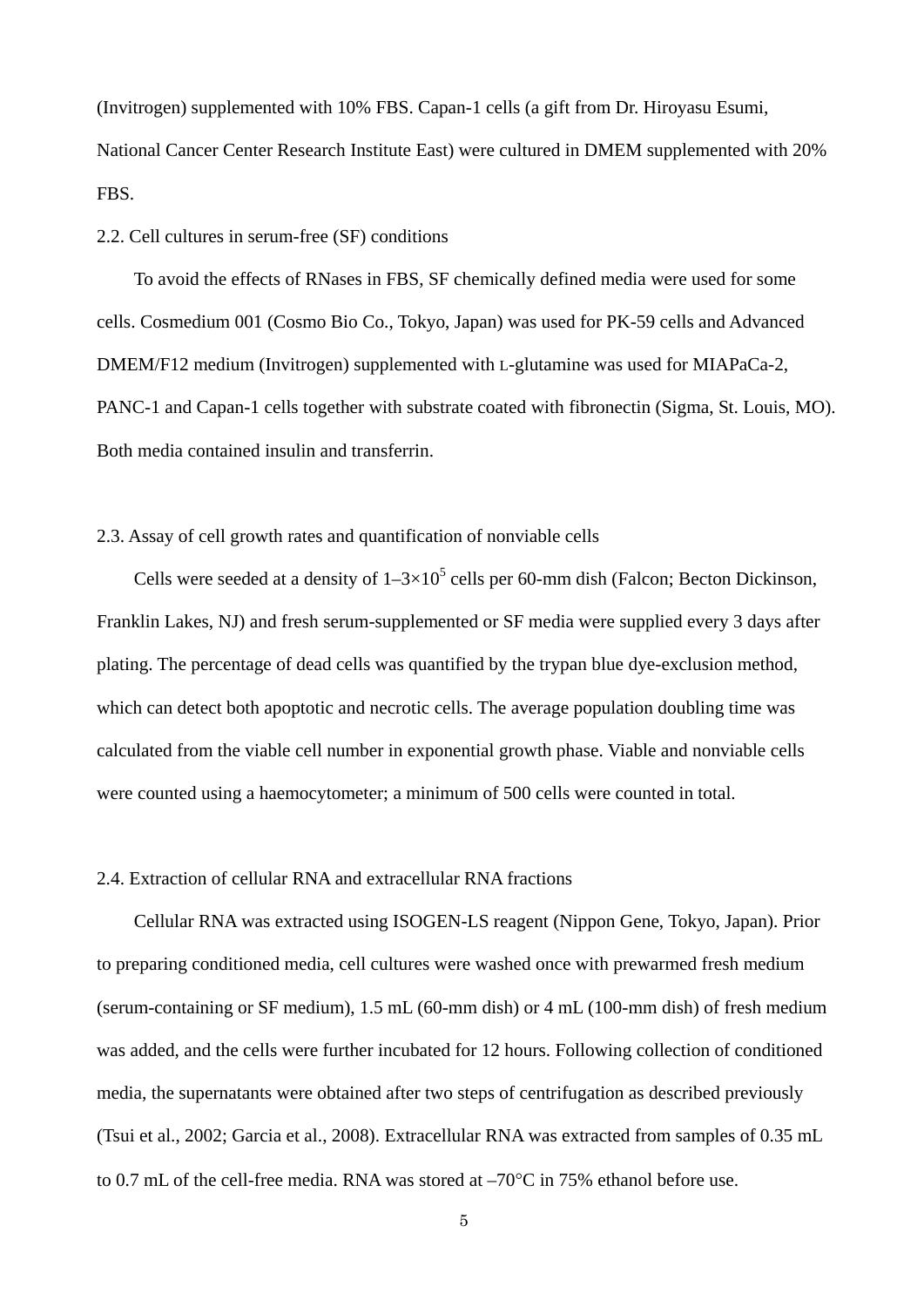(Invitrogen) supplemented with 10% FBS. Capan-1 cells (a gift from Dr. Hiroyasu Esumi, National Cancer Center Research Institute East) were cultured in DMEM supplemented with 20% FBS.

## 2.2. Cell cultures in serum-free (SF) conditions

To avoid the effects of RNases in FBS, SF chemically defined media were used for some cells. Cosmedium 001 (Cosmo Bio Co., Tokyo, Japan) was used for PK-59 cells and Advanced DMEM/F12 medium (Invitrogen) supplemented with L-glutamine was used for MIAPaCa-2, PANC-1 and Capan-1 cells together with substrate coated with fibronectin (Sigma, St. Louis, MO). Both media contained insulin and transferrin.

## 2.3. Assay of cell growth rates and quantification of nonviable cells

Cells were seeded at a density of $1–3×10^5$ cells per 60-mm dish (Falcon; Becton Dickinson, Franklin Lakes, NJ) and fresh serum-supplemented or SF media were supplied every 3 days after plating. The percentage of dead cells was quantified by the trypan blue dye-exclusion method, which can detect both apoptotic and necrotic cells. The average population doubling time was calculated from the viable cell number in exponential growth phase. Viable and nonviable cells were counted using a haemocytometer; a minimum of 500 cells were counted in total.

## 2.4. Extraction of cellular RNA and extracellular RNA fractions

Cellular RNA was extracted using ISOGEN-LS reagent (Nippon Gene, Tokyo, Japan). Prior to preparing conditioned media, cell cultures were washed once with prewarmed fresh medium (serum-containing or SF medium), 1.5 mL (60-mm dish) or 4 mL (100-mm dish) of fresh medium was added, and the cells were further incubated for 12 hours. Following collection of conditioned media, the supernatants were obtained after two steps of centrifugation as described previously (Tsui et al., 2002; Garcia et al., 2008). Extracellular RNA was extracted from samples of 0.35 mL to 0.7 mL of the cell-free media. RNA was stored at –70°C in 75% ethanol before use.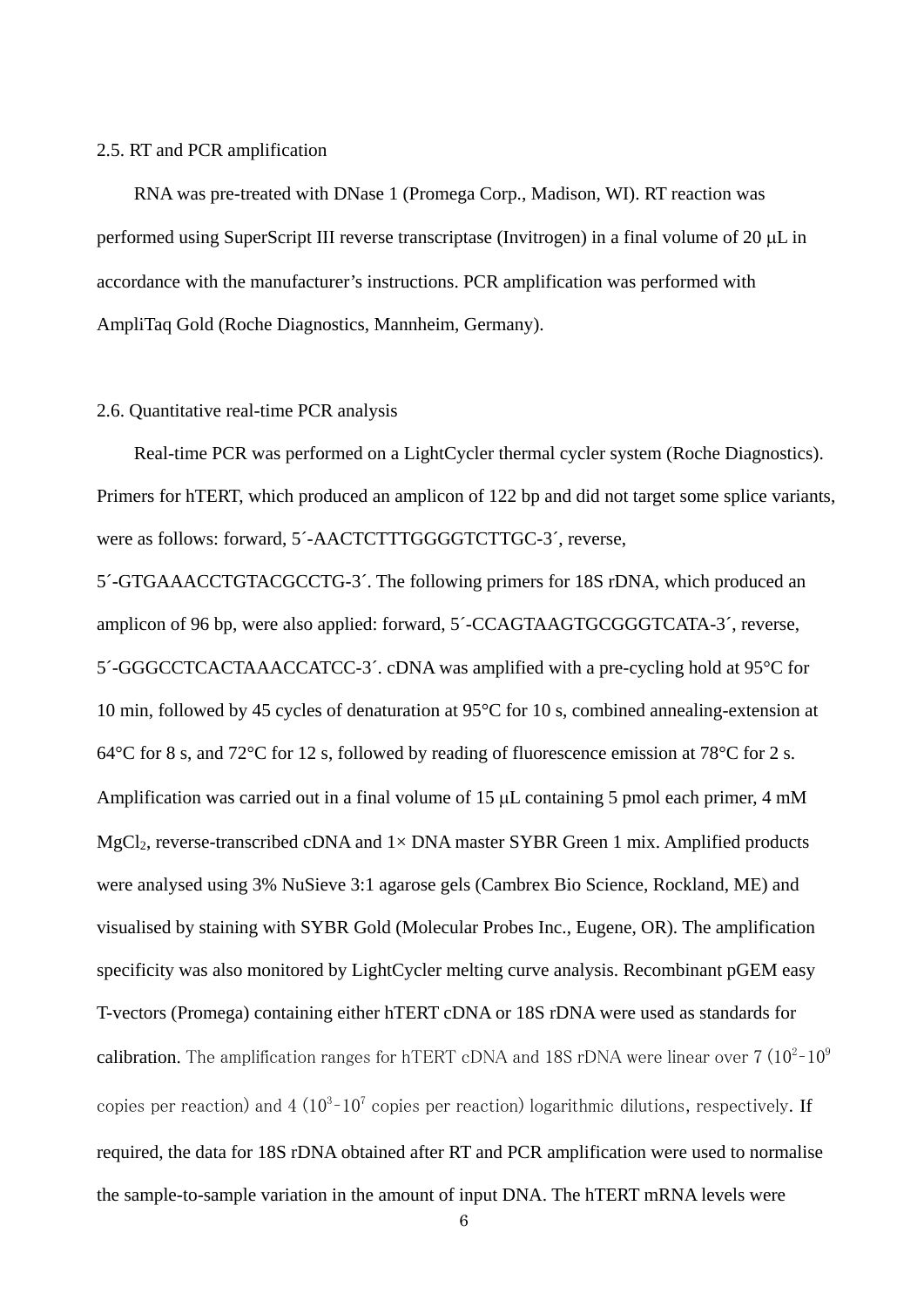### 2.5. RT and PCR amplification

RNA was pre-treated with DNase 1 (Promega Corp., Madison, WI). RT reaction was performed using SuperScript III reverse transcriptase (Invitrogen) in a final volume of 20 μL in accordance with the manufacturer's instructions. PCR amplification was performed with AmpliTaq Gold (Roche Diagnostics, Mannheim, Germany).

### 2.6. Quantitative real-time PCR analysis

Real-time PCR was performed on a LightCycler thermal cycler system (Roche Diagnostics). Primers for hTERT, which produced an amplicon of 122 bp and did not target some splice variants, were as follows: forward, 5´-AACTCTTTGGGGTCTTGC-3´, reverse, 5´-GTGAAACCTGTACGCCTG-3´. The following primers for 18S rDNA, which produced an amplicon of 96 bp, were also applied: forward, 5´-CCAGTAAGTGCGGGTCATA-3´, reverse, 5´-GGGCCTCACTAAACCATCC-3´. cDNA was amplified with a pre-cycling hold at 95°C for 10 min, followed by 45 cycles of denaturation at 95°C for 10 s, combined annealing-extension at 64°C for 8 s, and 72°C for 12 s, followed by reading of fluorescence emission at 78°C for 2 s. Amplification was carried out in a final volume of 15 μL containing 5 pmol each primer, 4 mM $MgCl_2$, reverse-transcribed cDNA and 1× DNA master SYBR Green 1 mix. Amplified products were analysed using 3% NuSieve 3:1 agarose gels (Cambrex Bio Science, Rockland, ME) and visualised by staining with SYBR Gold (Molecular Probes Inc., Eugene, OR). The amplification specificity was also monitored by LightCycler melting curve analysis. Recombinant pGEM easy T-vectors (Promega) containing either hTERT cDNA or 18S rDNA were used as standards for calibration. The amplification ranges for hTERT cDNA and 18S rDNA were linear over 7 ($10^2$–$10^9$ copies per reaction) and 4 ($10^3$–$10^7$ copies per reaction) logarithmic dilutions, respectively. If required, the data for 18S rDNA obtained after RT and PCR amplification were used to normalise the sample-to-sample variation in the amount of input DNA. The hTERT mRNA levels were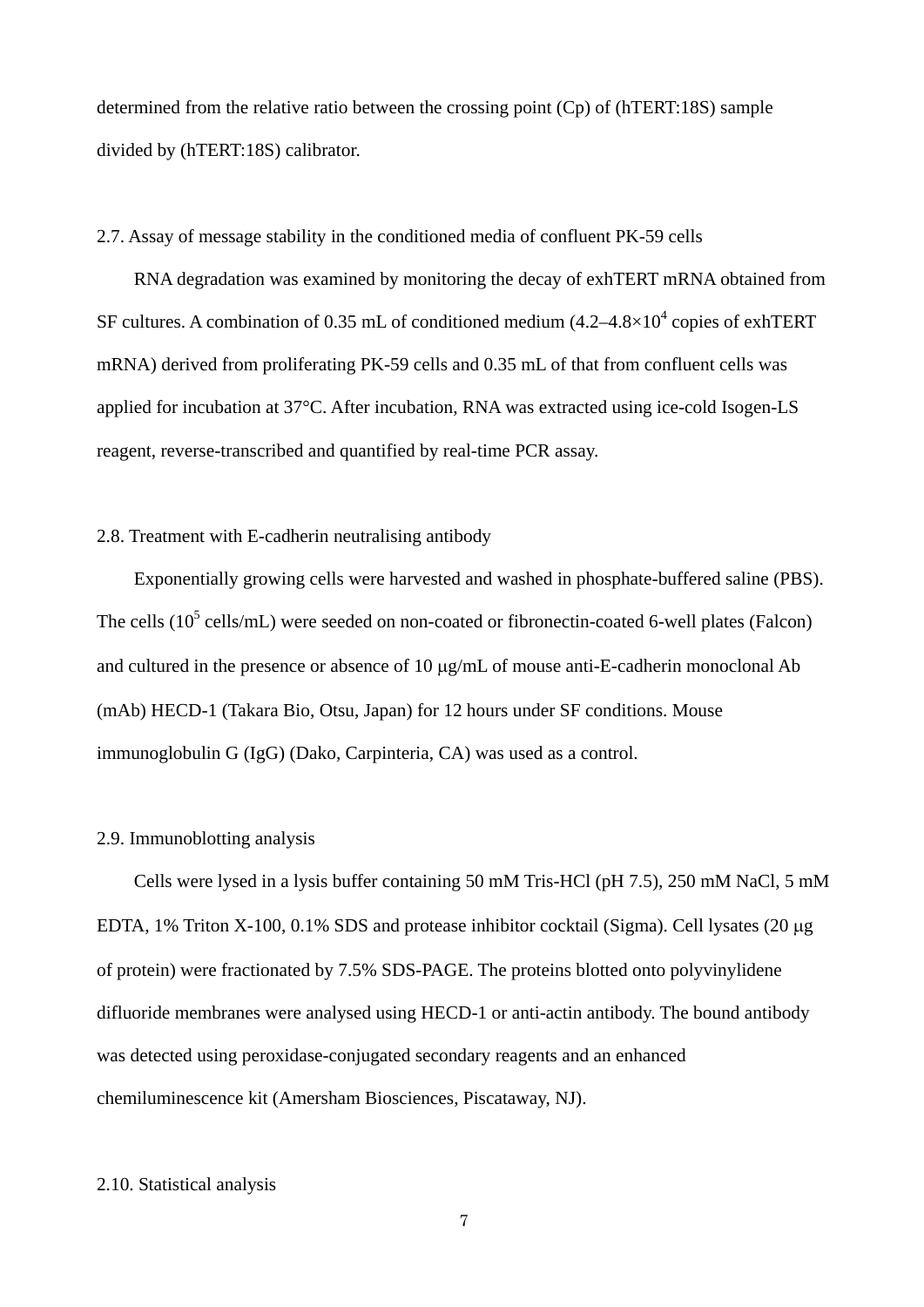determined from the relative ratio between the crossing point (Cp) of (hTERT:18S) sample divided by (hTERT:18S) calibrator.

## 2.7. Assay of message stability in the conditioned media of confluent PK-59 cells

RNA degradation was examined by monitoring the decay of exhTERT mRNA obtained from SF cultures. A combination of 0.35 mL of conditioned medium (4.2–4.8×$10^4$ copies of exhTERT mRNA) derived from proliferating PK-59 cells and 0.35 mL of that from confluent cells was applied for incubation at 37°C. After incubation, RNA was extracted using ice-cold Isogen-LS reagent, reverse-transcribed and quantified by real-time PCR assay.

## 2.8. Treatment with E-cadherin neutralising antibody

Exponentially growing cells were harvested and washed in phosphate-buffered saline (PBS). The cells ($10^5$ cells/mL) were seeded on non-coated or fibronectin-coated 6-well plates (Falcon) and cultured in the presence or absence of 10 μg/mL of mouse anti-E-cadherin monoclonal Ab (mAb) HECD-1 (Takara Bio, Otsu, Japan) for 12 hours under SF conditions. Mouse immunoglobulin G (IgG) (Dako, Carpinteria, CA) was used as a control.

## 2.9. Immunoblotting analysis

Cells were lysed in a lysis buffer containing 50 mM Tris-HCl (pH 7.5), 250 mM NaCl, 5 mM EDTA, 1% Triton X-100, 0.1% SDS and protease inhibitor cocktail (Sigma). Cell lysates (20 μg of protein) were fractionated by 7.5% SDS-PAGE. The proteins blotted onto polyvinylidene difluoride membranes were analysed using HECD-1 or anti-actin antibody. The bound antibody was detected using peroxidase-conjugated secondary reagents and an enhanced chemiluminescence kit (Amersham Biosciences, Piscataway, NJ).

## 2.10. Statistical analysis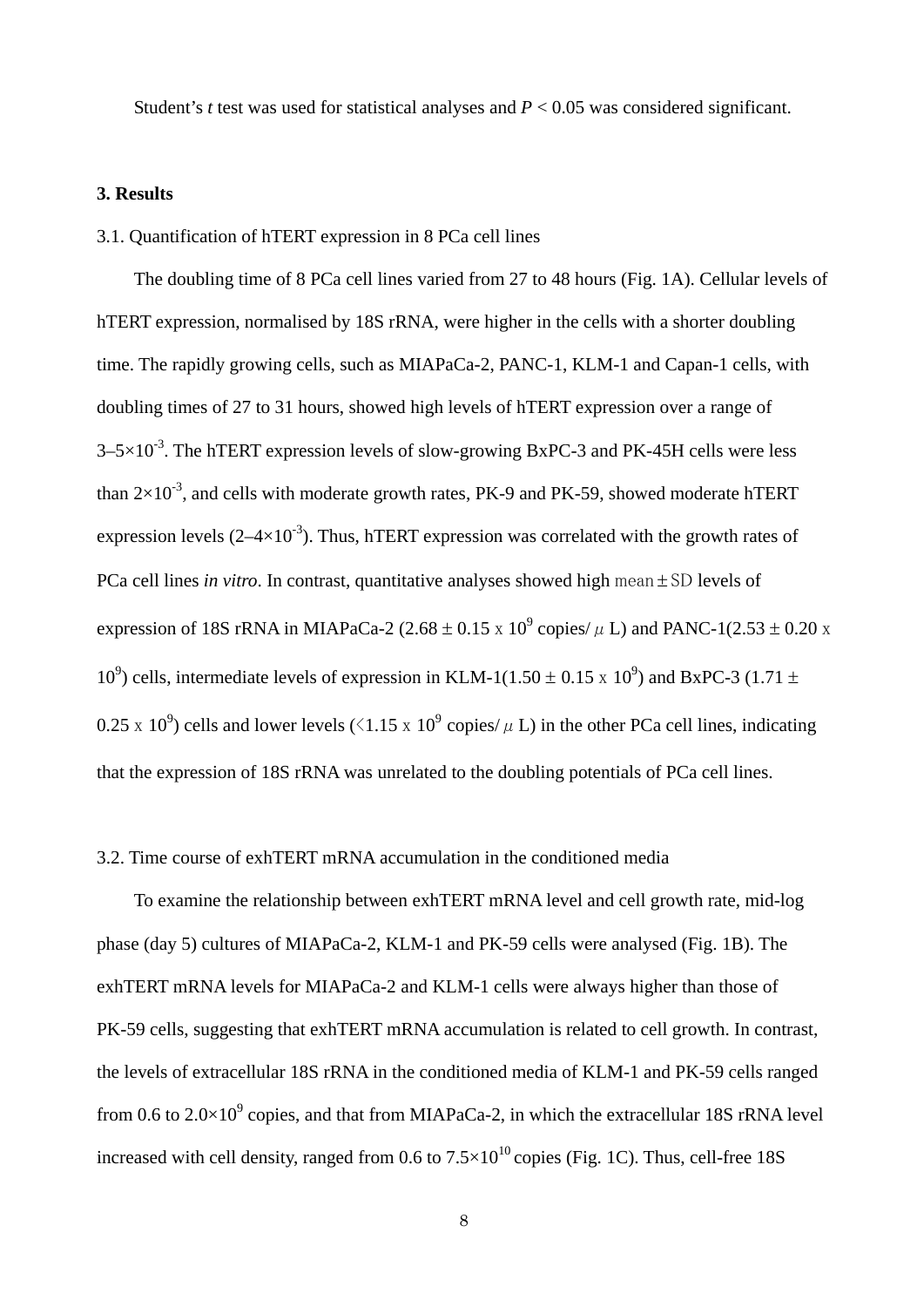Student's *t* test was used for statistical analyses and *P* < 0.05 was considered significant.

## 3. Results

### 3.1. Quantification of hTERT expression in 8 PCa cell lines

The doubling time of 8 PCa cell lines varied from 27 to 48 hours (Fig. 1A). Cellular levels of hTERT expression, normalised by 18S rRNA, were higher in the cells with a shorter doubling time. The rapidly growing cells, such as MIAPaCa-2, PANC-1, KLM-1 and Capan-1 cells, with doubling times of 27 to 31 hours, showed high levels of hTERT expression over a range of $3–5\times10^{-3}$. The hTERT expression levels of slow-growing BxPC-3 and PK-45H cells were less than $2\times10^{-3}$, and cells with moderate growth rates, PK-9 and PK-59, showed moderate hTERT expression levels ($2–4\times10^{-3}$). Thus, hTERT expression was correlated with the growth rates of PCa cell lines *in vitro*. In contrast, quantitative analyses showed high mean ± SD levels of expression of 18S rRNA in MIAPaCa-2 ($2.68 \pm 0.15 \times 10^9$ copies/$\mu$L) and PANC-1($2.53 \pm 0.20 \times 10^9$) cells, intermediate levels of expression in KLM-1($1.50 \pm 0.15 \times 10^9$) and BxPC-3 ($1.71 \pm 0.25 \times 10^9$) cells and lower levels ($<1.15 \times 10^9$ copies/$\mu$L) in the other PCa cell lines, indicating that the expression of 18S rRNA was unrelated to the doubling potentials of PCa cell lines.

### 3.2. Time course of exhTERT mRNA accumulation in the conditioned media

To examine the relationship between exhTERT mRNA level and cell growth rate, mid-log phase (day 5) cultures of MIAPaCa-2, KLM-1 and PK-59 cells were analysed (Fig. 1B). The exhTERT mRNA levels for MIAPaCa-2 and KLM-1 cells were always higher than those of PK-59 cells, suggesting that exhTERT mRNA accumulation is related to cell growth. In contrast, the levels of extracellular 18S rRNA in the conditioned media of KLM-1 and PK-59 cells ranged from 0.6 to $2.0\times10^9$ copies, and that from MIAPaCa-2, in which the extracellular 18S rRNA level increased with cell density, ranged from 0.6 to $7.5\times10^{10}$ copies (Fig. 1C). Thus, cell-free 18S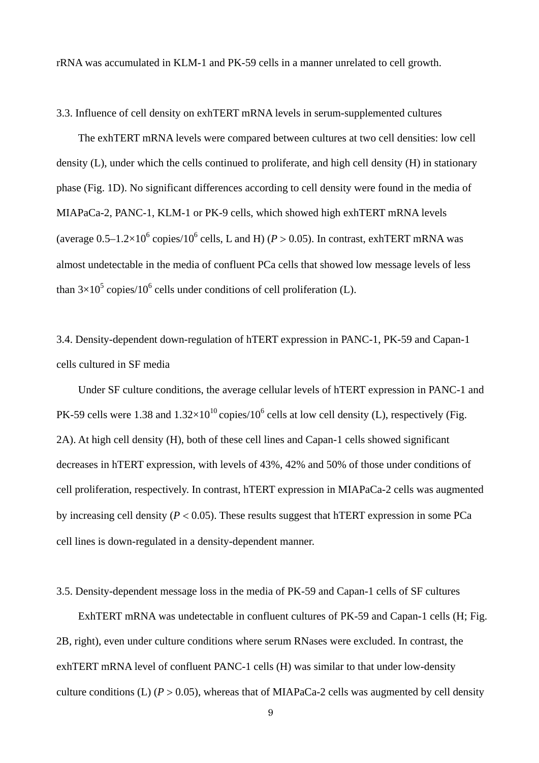rRNA was accumulated in KLM-1 and PK-59 cells in a manner unrelated to cell growth.

### 3.3. Influence of cell density on exhTERT mRNA levels in serum-supplemented cultures

The exhTERT mRNA levels were compared between cultures at two cell densities: low cell density (L), under which the cells continued to proliferate, and high cell density (H) in stationary phase (Fig. 1D). No significant differences according to cell density were found in the media of MIAPaCa-2, PANC-1, KLM-1 or PK-9 cells, which showed high exhTERT mRNA levels (average $0.5–1.2\times10^6$ copies/$10^6$ cells, L and H) ($P > 0.05$). In contrast, exhTERT mRNA was almost undetectable in the media of confluent PCa cells that showed low message levels of less than $3\times10^5$ copies/$10^6$ cells under conditions of cell proliferation (L).

### 3.4. Density-dependent down-regulation of hTERT expression in PANC-1, PK-59 and Capan-1 cells cultured in SF media

Under SF culture conditions, the average cellular levels of hTERT expression in PANC-1 and PK-59 cells were 1.38 and $1.32\times10^{10}$ copies/$10^6$ cells at low cell density (L), respectively (Fig. 2A). At high cell density (H), both of these cell lines and Capan-1 cells showed significant decreases in hTERT expression, with levels of 43%, 42% and 50% of those under conditions of cell proliferation, respectively. In contrast, hTERT expression in MIAPaCa-2 cells was augmented by increasing cell density ($P < 0.05$). These results suggest that hTERT expression in some PCa cell lines is down-regulated in a density-dependent manner.

### 3.5. Density-dependent message loss in the media of PK-59 and Capan-1 cells of SF cultures

ExhTERT mRNA was undetectable in confluent cultures of PK-59 and Capan-1 cells (H; Fig. 2B, right), even under culture conditions where serum RNases were excluded. In contrast, the exhTERT mRNA level of confluent PANC-1 cells (H) was similar to that under low-density culture conditions (L) ($P > 0.05$), whereas that of MIAPaCa-2 cells was augmented by cell density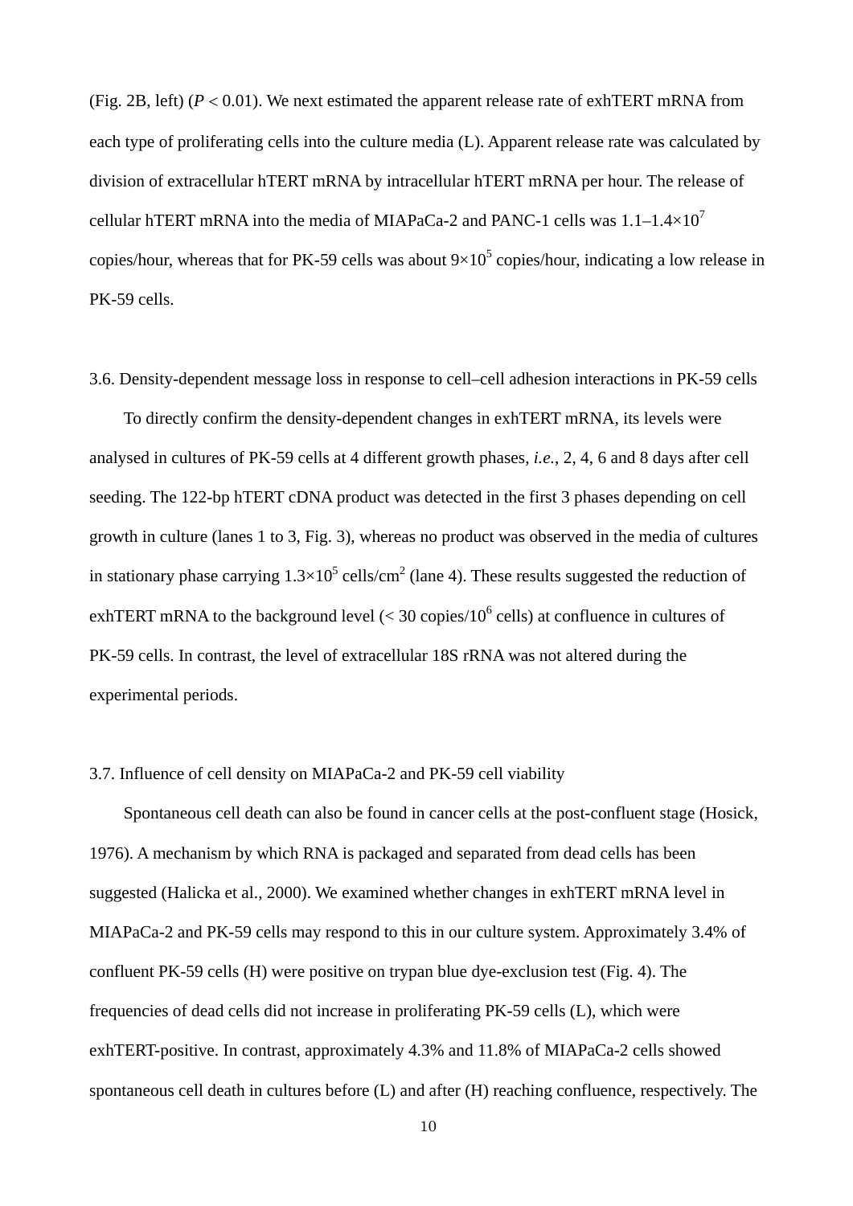(Fig. 2B, left) ($P < 0.01$). We next estimated the apparent release rate of exhTERT mRNA from each type of proliferating cells into the culture media (L). Apparent release rate was calculated by division of extracellular hTERT mRNA by intracellular hTERT mRNA per hour. The release of cellular hTERT mRNA into the media of MIAPaCa-2 and PANC-1 cells was $1.1–1.4×10^7$ copies/hour, whereas that for PK-59 cells was about $9×10^5$ copies/hour, indicating a low release in PK-59 cells.

### 3.6. Density-dependent message loss in response to cell–cell adhesion interactions in PK-59 cells

To directly confirm the density-dependent changes in exhTERT mRNA, its levels were analysed in cultures of PK-59 cells at 4 different growth phases, *i.e.*, 2, 4, 6 and 8 days after cell seeding. The 122-bp hTERT cDNA product was detected in the first 3 phases depending on cell growth in culture (lanes 1 to 3, Fig. 3), whereas no product was observed in the media of cultures in stationary phase carrying $1.3×10^5$ cells/cm$^2$ (lane 4). These results suggested the reduction of exhTERT mRNA to the background level (< 30 copies/$10^6$ cells) at confluence in cultures of PK-59 cells. In contrast, the level of extracellular 18S rRNA was not altered during the experimental periods.

### 3.7. Influence of cell density on MIAPaCa-2 and PK-59 cell viability

Spontaneous cell death can also be found in cancer cells at the post-confluent stage (Hosick, 1976). A mechanism by which RNA is packaged and separated from dead cells has been suggested (Halicka et al., 2000). We examined whether changes in exhTERT mRNA level in MIAPaCa-2 and PK-59 cells may respond to this in our culture system. Approximately 3.4% of confluent PK-59 cells (H) were positive on trypan blue dye-exclusion test (Fig. 4). The frequencies of dead cells did not increase in proliferating PK-59 cells (L), which were exhTERT-positive. In contrast, approximately 4.3% and 11.8% of MIAPaCa-2 cells showed spontaneous cell death in cultures before (L) and after (H) reaching confluence, respectively. The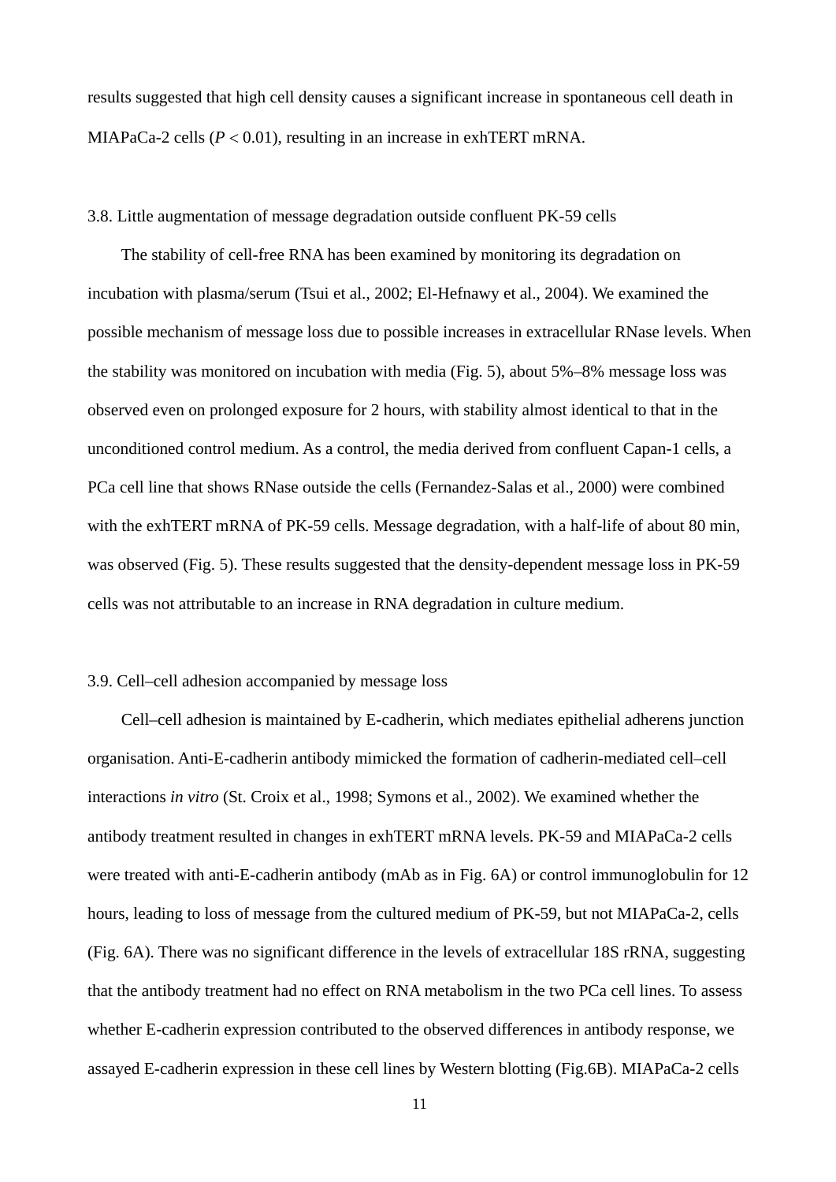results suggested that high cell density causes a significant increase in spontaneous cell death in MIAPaCa-2 cells ($P < 0.01$), resulting in an increase in exhTERT mRNA.

### 3.8. Little augmentation of message degradation outside confluent PK-59 cells

The stability of cell-free RNA has been examined by monitoring its degradation on incubation with plasma/serum (Tsui et al., 2002; El-Hefnawy et al., 2004). We examined the possible mechanism of message loss due to possible increases in extracellular RNase levels. When the stability was monitored on incubation with media (Fig. 5), about 5%–8% message loss was observed even on prolonged exposure for 2 hours, with stability almost identical to that in the unconditioned control medium. As a control, the media derived from confluent Capan-1 cells, a PCa cell line that shows RNase outside the cells (Fernandez-Salas et al., 2000) were combined with the exhTERT mRNA of PK-59 cells. Message degradation, with a half-life of about 80 min, was observed (Fig. 5). These results suggested that the density-dependent message loss in PK-59 cells was not attributable to an increase in RNA degradation in culture medium.

### 3.9. Cell–cell adhesion accompanied by message loss

Cell–cell adhesion is maintained by E-cadherin, which mediates epithelial adherens junction organisation. Anti-E-cadherin antibody mimicked the formation of cadherin-mediated cell–cell interactions *in vitro* (St. Croix et al., 1998; Symons et al., 2002). We examined whether the antibody treatment resulted in changes in exhTERT mRNA levels. PK-59 and MIAPaCa-2 cells were treated with anti-E-cadherin antibody (mAb as in Fig. 6A) or control immunoglobulin for 12 hours, leading to loss of message from the cultured medium of PK-59, but not MIAPaCa-2, cells (Fig. 6A). There was no significant difference in the levels of extracellular 18S rRNA, suggesting that the antibody treatment had no effect on RNA metabolism in the two PCa cell lines. To assess whether E-cadherin expression contributed to the observed differences in antibody response, we assayed E-cadherin expression in these cell lines by Western blotting (Fig.6B). MIAPaCa-2 cells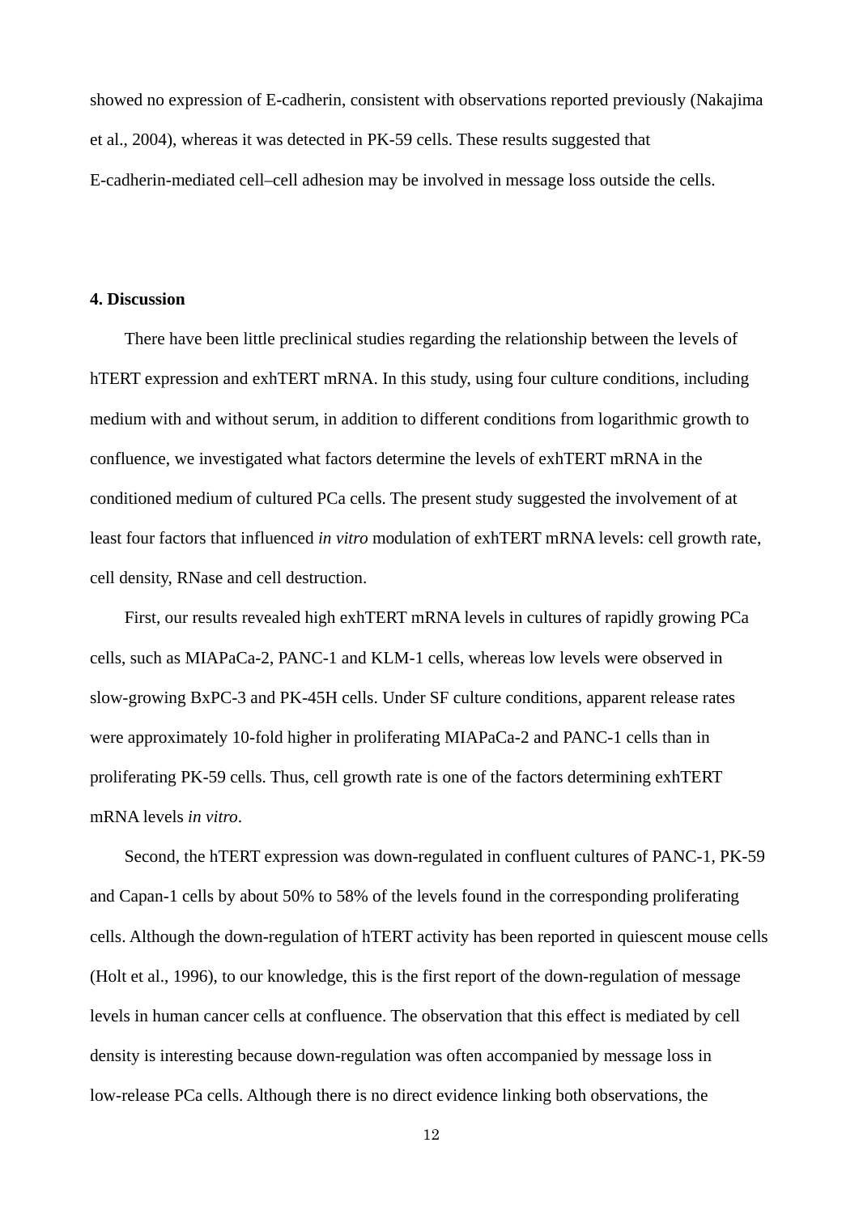showed no expression of E-cadherin, consistent with observations reported previously (Nakajima et al., 2004), whereas it was detected in PK-59 cells. These results suggested that E-cadherin-mediated cell–cell adhesion may be involved in message loss outside the cells.

## 4. Discussion

There have been little preclinical studies regarding the relationship between the levels of hTERT expression and exhTERT mRNA. In this study, using four culture conditions, including medium with and without serum, in addition to different conditions from logarithmic growth to confluence, we investigated what factors determine the levels of exhTERT mRNA in the conditioned medium of cultured PCa cells. The present study suggested the involvement of at least four factors that influenced *in vitro* modulation of exhTERT mRNA levels: cell growth rate, cell density, RNase and cell destruction.

First, our results revealed high exhTERT mRNA levels in cultures of rapidly growing PCa cells, such as MIAPaCa-2, PANC-1 and KLM-1 cells, whereas low levels were observed in slow-growing BxPC-3 and PK-45H cells. Under SF culture conditions, apparent release rates were approximately 10-fold higher in proliferating MIAPaCa-2 and PANC-1 cells than in proliferating PK-59 cells. Thus, cell growth rate is one of the factors determining exhTERT mRNA levels *in vitro*.

Second, the hTERT expression was down-regulated in confluent cultures of PANC-1, PK-59 and Capan-1 cells by about 50% to 58% of the levels found in the corresponding proliferating cells. Although the down-regulation of hTERT activity has been reported in quiescent mouse cells (Holt et al., 1996), to our knowledge, this is the first report of the down-regulation of message levels in human cancer cells at confluence. The observation that this effect is mediated by cell density is interesting because down-regulation was often accompanied by message loss in low-release PCa cells. Although there is no direct evidence linking both observations, the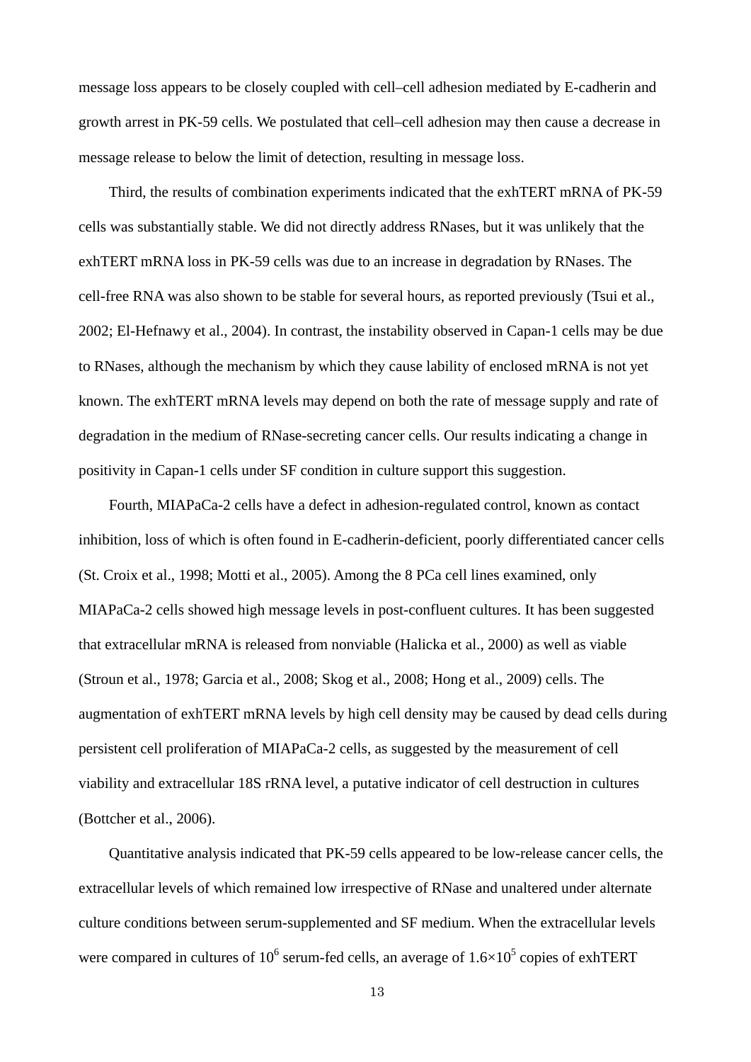message loss appears to be closely coupled with cell–cell adhesion mediated by E-cadherin and growth arrest in PK-59 cells. We postulated that cell–cell adhesion may then cause a decrease in message release to below the limit of detection, resulting in message loss.

Third, the results of combination experiments indicated that the exhTERT mRNA of PK-59 cells was substantially stable. We did not directly address RNases, but it was unlikely that the exhTERT mRNA loss in PK-59 cells was due to an increase in degradation by RNases. The cell-free RNA was also shown to be stable for several hours, as reported previously (Tsui et al., 2002; El-Hefnawy et al., 2004). In contrast, the instability observed in Capan-1 cells may be due to RNases, although the mechanism by which they cause lability of enclosed mRNA is not yet known. The exhTERT mRNA levels may depend on both the rate of message supply and rate of degradation in the medium of RNase-secreting cancer cells. Our results indicating a change in positivity in Capan-1 cells under SF condition in culture support this suggestion.

Fourth, MIAPaCa-2 cells have a defect in adhesion-regulated control, known as contact inhibition, loss of which is often found in E-cadherin-deficient, poorly differentiated cancer cells (St. Croix et al., 1998; Motti et al., 2005). Among the 8 PCa cell lines examined, only MIAPaCa-2 cells showed high message levels in post-confluent cultures. It has been suggested that extracellular mRNA is released from nonviable (Halicka et al., 2000) as well as viable (Stroun et al., 1978; Garcia et al., 2008; Skog et al., 2008; Hong et al., 2009) cells. The augmentation of exhTERT mRNA levels by high cell density may be caused by dead cells during persistent cell proliferation of MIAPaCa-2 cells, as suggested by the measurement of cell viability and extracellular 18S rRNA level, a putative indicator of cell destruction in cultures (Bottcher et al., 2006).

Quantitative analysis indicated that PK-59 cells appeared to be low-release cancer cells, the extracellular levels of which remained low irrespective of RNase and unaltered under alternate culture conditions between serum-supplemented and SF medium. When the extracellular levels were compared in cultures of $10^6$ serum-fed cells, an average of $1.6 \times 10^5$ copies of exhTERT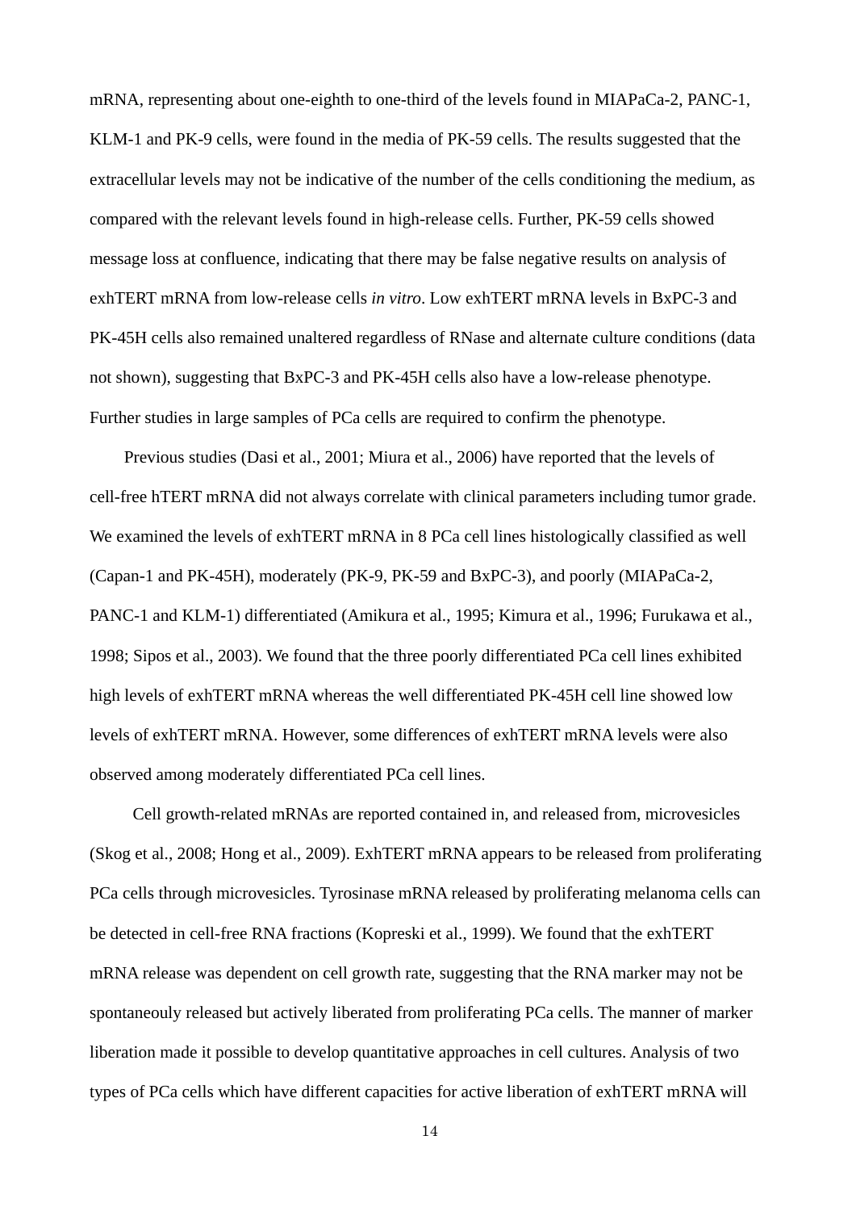mRNA, representing about one-eighth to one-third of the levels found in MIAPaCa-2, PANC-1, KLM-1 and PK-9 cells, were found in the media of PK-59 cells. The results suggested that the extracellular levels may not be indicative of the number of the cells conditioning the medium, as compared with the relevant levels found in high-release cells. Further, PK-59 cells showed message loss at confluence, indicating that there may be false negative results on analysis of exhTERT mRNA from low-release cells *in vitro*. Low exhTERT mRNA levels in BxPC-3 and PK-45H cells also remained unaltered regardless of RNase and alternate culture conditions (data not shown), suggesting that BxPC-3 and PK-45H cells also have a low-release phenotype. Further studies in large samples of PCa cells are required to confirm the phenotype.

Previous studies (Dasi et al., 2001; Miura et al., 2006) have reported that the levels of cell-free hTERT mRNA did not always correlate with clinical parameters including tumor grade. We examined the levels of exhTERT mRNA in 8 PCa cell lines histologically classified as well (Capan-1 and PK-45H), moderately (PK-9, PK-59 and BxPC-3), and poorly (MIAPaCa-2, PANC-1 and KLM-1) differentiated (Amikura et al., 1995; Kimura et al., 1996; Furukawa et al., 1998; Sipos et al., 2003). We found that the three poorly differentiated PCa cell lines exhibited high levels of exhTERT mRNA whereas the well differentiated PK-45H cell line showed low levels of exhTERT mRNA. However, some differences of exhTERT mRNA levels were also observed among moderately differentiated PCa cell lines.

Cell growth-related mRNAs are reported contained in, and released from, microvesicles (Skog et al., 2008; Hong et al., 2009). ExhTERT mRNA appears to be released from proliferating PCa cells through microvesicles. Tyrosinase mRNA released by proliferating melanoma cells can be detected in cell-free RNA fractions (Kopreski et al., 1999). We found that the exhTERT mRNA release was dependent on cell growth rate, suggesting that the RNA marker may not be spontaneouly released but actively liberated from proliferating PCa cells. The manner of marker liberation made it possible to develop quantitative approaches in cell cultures. Analysis of two types of PCa cells which have different capacities for active liberation of exhTERT mRNA will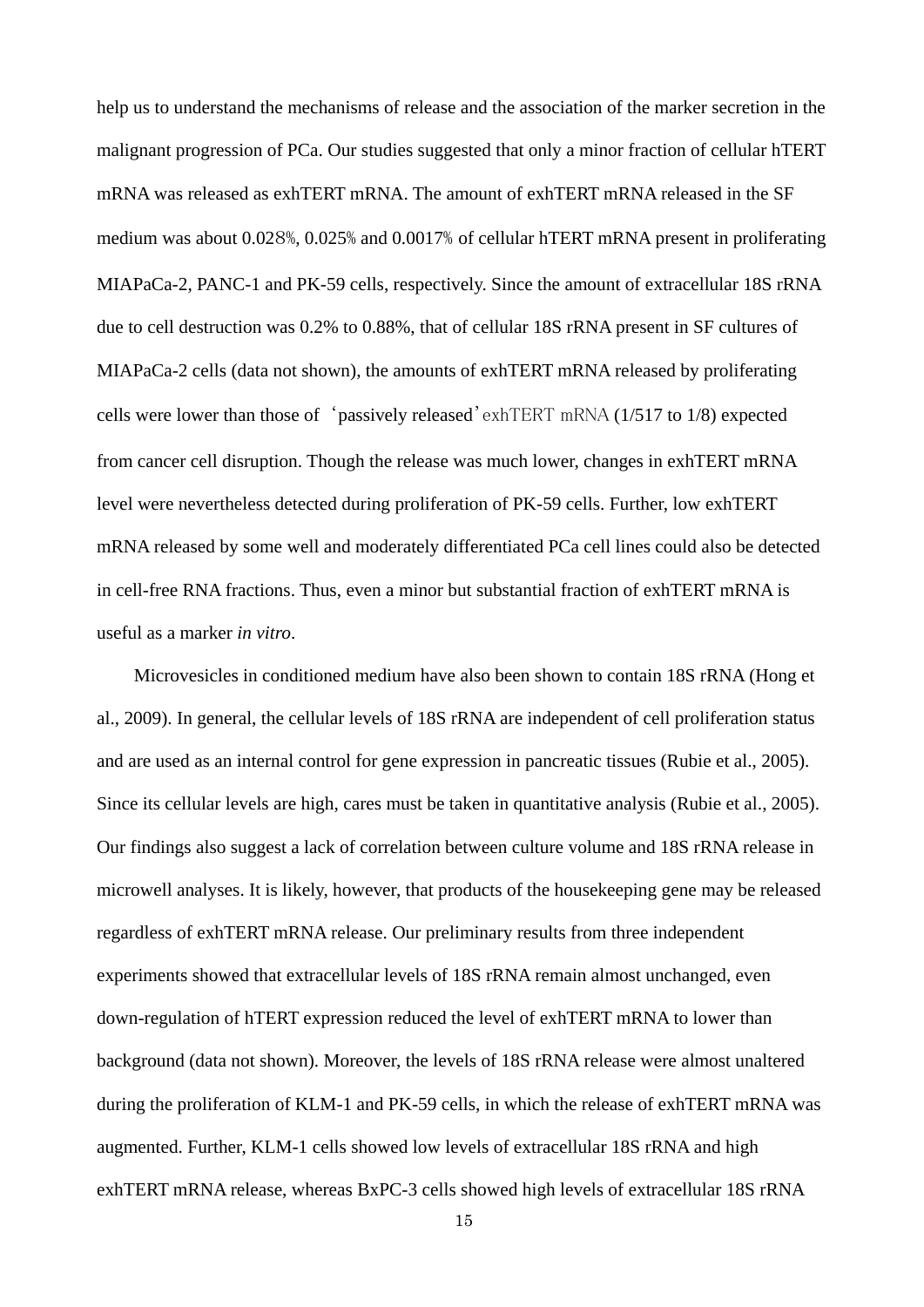help us to understand the mechanisms of release and the association of the marker secretion in the malignant progression of PCa. Our studies suggested that only a minor fraction of cellular hTERT mRNA was released as exhTERT mRNA. The amount of exhTERT mRNA released in the SF medium was about 0.028%, 0.025% and 0.0017% of cellular hTERT mRNA present in proliferating MIAPaCa-2, PANC-1 and PK-59 cells, respectively. Since the amount of extracellular 18S rRNA due to cell destruction was 0.2% to 0.88%, that of cellular 18S rRNA present in SF cultures of MIAPaCa-2 cells (data not shown), the amounts of exhTERT mRNA released by proliferating cells were lower than those of 'passively released' exhTERT mRNA (1/517 to 1/8) expected from cancer cell disruption. Though the release was much lower, changes in exhTERT mRNA level were nevertheless detected during proliferation of PK-59 cells. Further, low exhTERT mRNA released by some well and moderately differentiated PCa cell lines could also be detected in cell-free RNA fractions. Thus, even a minor but substantial fraction of exhTERT mRNA is useful as a marker *in vitro*.

Microvesicles in conditioned medium have also been shown to contain 18S rRNA (Hong et al., 2009). In general, the cellular levels of 18S rRNA are independent of cell proliferation status and are used as an internal control for gene expression in pancreatic tissues (Rubie et al., 2005). Since its cellular levels are high, cares must be taken in quantitative analysis (Rubie et al., 2005). Our findings also suggest a lack of correlation between culture volume and 18S rRNA release in microwell analyses. It is likely, however, that products of the housekeeping gene may be released regardless of exhTERT mRNA release. Our preliminary results from three independent experiments showed that extracellular levels of 18S rRNA remain almost unchanged, even down-regulation of hTERT expression reduced the level of exhTERT mRNA to lower than background (data not shown). Moreover, the levels of 18S rRNA release were almost unaltered during the proliferation of KLM-1 and PK-59 cells, in which the release of exhTERT mRNA was augmented. Further, KLM-1 cells showed low levels of extracellular 18S rRNA and high exhTERT mRNA release, whereas BxPC-3 cells showed high levels of extracellular 18S rRNA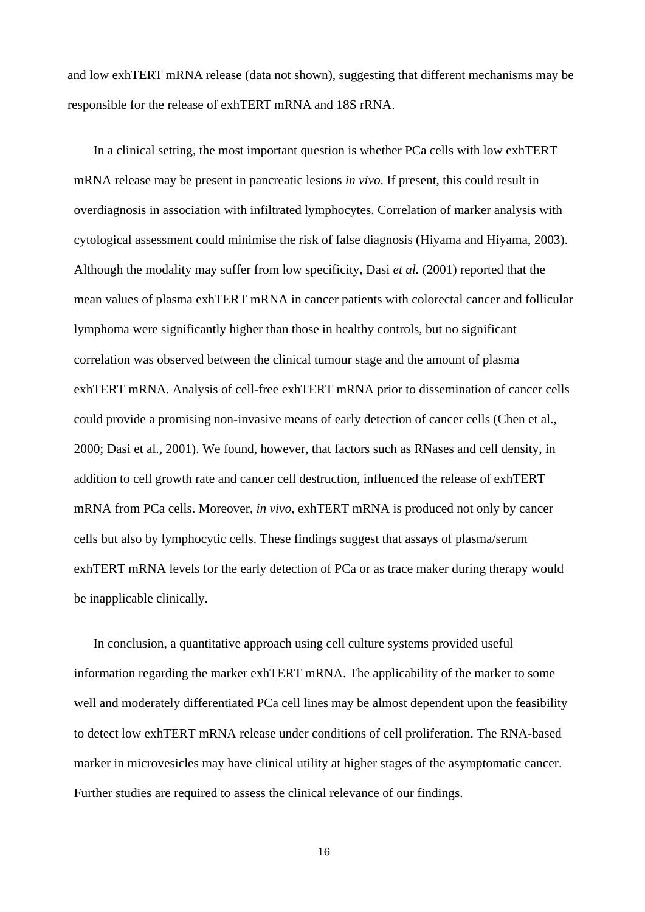and low exhTERT mRNA release (data not shown), suggesting that different mechanisms may be responsible for the release of exhTERT mRNA and 18S rRNA.

In a clinical setting, the most important question is whether PCa cells with low exhTERT mRNA release may be present in pancreatic lesions *in vivo*. If present, this could result in overdiagnosis in association with infiltrated lymphocytes. Correlation of marker analysis with cytological assessment could minimise the risk of false diagnosis (Hiyama and Hiyama, 2003). Although the modality may suffer from low specificity, Dasi *et al.* (2001) reported that the mean values of plasma exhTERT mRNA in cancer patients with colorectal cancer and follicular lymphoma were significantly higher than those in healthy controls, but no significant correlation was observed between the clinical tumour stage and the amount of plasma exhTERT mRNA. Analysis of cell-free exhTERT mRNA prior to dissemination of cancer cells could provide a promising non-invasive means of early detection of cancer cells (Chen et al., 2000; Dasi et al., 2001). We found, however, that factors such as RNases and cell density, in addition to cell growth rate and cancer cell destruction, influenced the release of exhTERT mRNA from PCa cells. Moreover, *in vivo*, exhTERT mRNA is produced not only by cancer cells but also by lymphocytic cells. These findings suggest that assays of plasma/serum exhTERT mRNA levels for the early detection of PCa or as trace maker during therapy would be inapplicable clinically.

In conclusion, a quantitative approach using cell culture systems provided useful information regarding the marker exhTERT mRNA. The applicability of the marker to some well and moderately differentiated PCa cell lines may be almost dependent upon the feasibility to detect low exhTERT mRNA release under conditions of cell proliferation. The RNA-based marker in microvesicles may have clinical utility at higher stages of the asymptomatic cancer. Further studies are required to assess the clinical relevance of our findings.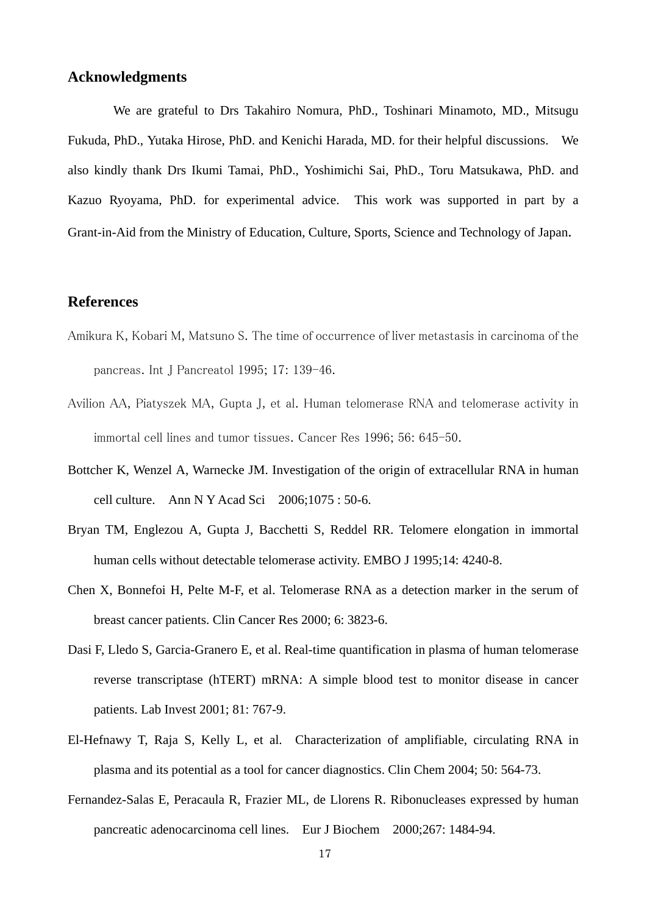## Acknowledgments

We are grateful to Drs Takahiro Nomura, PhD., Toshinari Minamoto, MD., Mitsugu Fukuda, PhD., Yutaka Hirose, PhD. and Kenichi Harada, MD. for their helpful discussions. We also kindly thank Drs Ikumi Tamai, PhD., Yoshimichi Sai, PhD., Toru Matsukawa, PhD. and Kazuo Ryoyama, PhD. for experimental advice. This work was supported in part by a Grant-in-Aid from the Ministry of Education, Culture, Sports, Science and Technology of Japan.

## References

Amikura K, Kobari M, Matsuno S. The time of occurrence of liver metastasis in carcinoma of the pancreas. Int J Pancreatol 1995; 17: 139-46.

Avilion AA, Piatyszek MA, Gupta J, et al. Human telomerase RNA and telomerase activity in immortal cell lines and tumor tissues. Cancer Res 1996; 56: 645-50.

Bottcher K, Wenzel A, Warnecke JM. Investigation of the origin of extracellular RNA in human cell culture. Ann N Y Acad Sci 2006;1075 : 50-6.

Bryan TM, Englezou A, Gupta J, Bacchetti S, Reddel RR. Telomere elongation in immortal human cells without detectable telomerase activity. EMBO J 1995;14: 4240-8.

Chen X, Bonnefoi H, Pelte M-F, et al. Telomerase RNA as a detection marker in the serum of breast cancer patients. Clin Cancer Res 2000; 6: 3823-6.

Dasi F, Lledo S, Garcia-Granero E, et al. Real-time quantification in plasma of human telomerase reverse transcriptase (hTERT) mRNA: A simple blood test to monitor disease in cancer patients. Lab Invest 2001; 81: 767-9.

El-Hefnawy T, Raja S, Kelly L, et al. Characterization of amplifiable, circulating RNA in plasma and its potential as a tool for cancer diagnostics. Clin Chem 2004; 50: 564-73.

Fernandez-Salas E, Peracaula R, Frazier ML, de Llorens R. Ribonucleases expressed by human pancreatic adenocarcinoma cell lines. Eur J Biochem 2000;267: 1484-94.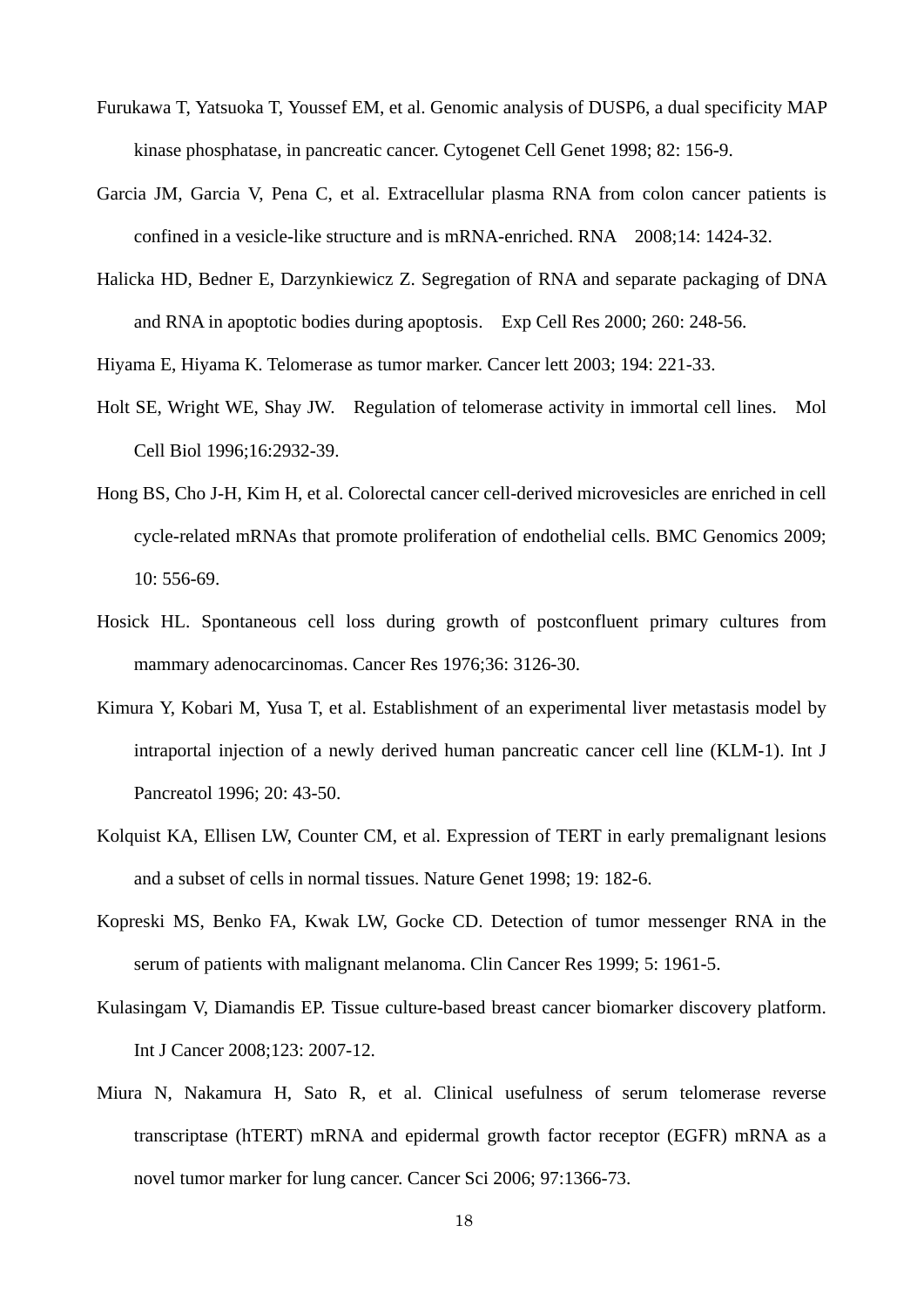Furukawa T, Yatsuoka T, Youssef EM, et al. Genomic analysis of DUSP6, a dual specificity MAP kinase phosphatase, in pancreatic cancer. Cytogenet Cell Genet 1998; 82: 156-9.

Garcia JM, Garcia V, Pena C, et al. Extracellular plasma RNA from colon cancer patients is confined in a vesicle-like structure and is mRNA-enriched. RNA 2008;14: 1424-32.

Halicka HD, Bedner E, Darzynkiewicz Z. Segregation of RNA and separate packaging of DNA and RNA in apoptotic bodies during apoptosis. Exp Cell Res 2000; 260: 248-56.

Hiyama E, Hiyama K. Telomerase as tumor marker. Cancer lett 2003; 194: 221-33.

Holt SE, Wright WE, Shay JW. Regulation of telomerase activity in immortal cell lines. Mol Cell Biol 1996;16:2932-39.

Hong BS, Cho J-H, Kim H, et al. Colorectal cancer cell-derived microvesicles are enriched in cell cycle-related mRNAs that promote proliferation of endothelial cells. BMC Genomics 2009; 10: 556-69.

Hosick HL. Spontaneous cell loss during growth of postconfluent primary cultures from mammary adenocarcinomas. Cancer Res 1976;36: 3126-30.

Kimura Y, Kobari M, Yusa T, et al. Establishment of an experimental liver metastasis model by intraportal injection of a newly derived human pancreatic cancer cell line (KLM-1). Int J Pancreatol 1996; 20: 43-50.

Kolquist KA, Ellisen LW, Counter CM, et al. Expression of TERT in early premalignant lesions and a subset of cells in normal tissues. Nature Genet 1998; 19: 182-6.

Kopreski MS, Benko FA, Kwak LW, Gocke CD. Detection of tumor messenger RNA in the serum of patients with malignant melanoma. Clin Cancer Res 1999; 5: 1961-5.

Kulasingam V, Diamandis EP. Tissue culture-based breast cancer biomarker discovery platform. Int J Cancer 2008;123: 2007-12.

Miura N, Nakamura H, Sato R, et al. Clinical usefulness of serum telomerase reverse transcriptase (hTERT) mRNA and epidermal growth factor receptor (EGFR) mRNA as a novel tumor marker for lung cancer. Cancer Sci 2006; 97:1366-73.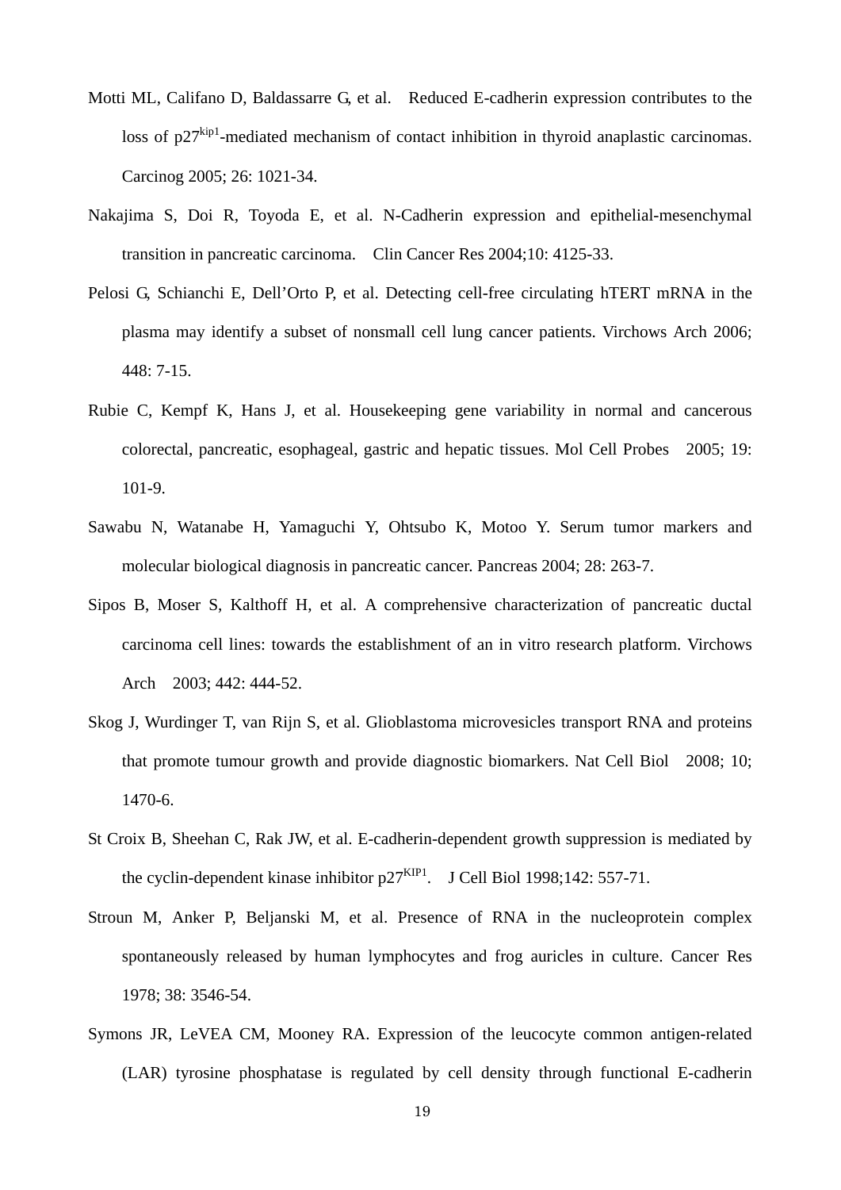Motti ML, Califano D, Baldassarre G, et al. Reduced E-cadherin expression contributes to the loss of p27$^{kip1}$-mediated mechanism of contact inhibition in thyroid anaplastic carcinomas. Carcinog 2005; 26: 1021-34.

Nakajima S, Doi R, Toyoda E, et al. N-Cadherin expression and epithelial-mesenchymal transition in pancreatic carcinoma. Clin Cancer Res 2004;10: 4125-33.

Pelosi G, Schianchi E, Dell'Orto P, et al. Detecting cell-free circulating hTERT mRNA in the plasma may identify a subset of nonsmall cell lung cancer patients. Virchows Arch 2006; 448: 7-15.

Rubie C, Kempf K, Hans J, et al. Housekeeping gene variability in normal and cancerous colorectal, pancreatic, esophageal, gastric and hepatic tissues. Mol Cell Probes 2005; 19: 101-9.

Sawabu N, Watanabe H, Yamaguchi Y, Ohtsubo K, Motoo Y. Serum tumor markers and molecular biological diagnosis in pancreatic cancer. Pancreas 2004; 28: 263-7.

Sipos B, Moser S, Kalthoff H, et al. A comprehensive characterization of pancreatic ductal carcinoma cell lines: towards the establishment of an in vitro research platform. Virchows Arch 2003; 442: 444-52.

Skog J, Wurdinger T, van Rijn S, et al. Glioblastoma microvesicles transport RNA and proteins that promote tumour growth and provide diagnostic biomarkers. Nat Cell Biol 2008; 10; 1470-6.

St Croix B, Sheehan C, Rak JW, et al. E-cadherin-dependent growth suppression is mediated by the cyclin-dependent kinase inhibitor p27$^{KIP1}$. J Cell Biol 1998;142: 557-71.

Stroun M, Anker P, Beljanski M, et al. Presence of RNA in the nucleoprotein complex spontaneously released by human lymphocytes and frog auricles in culture. Cancer Res 1978; 38: 3546-54.

Symons JR, LeVEA CM, Mooney RA. Expression of the leucocyte common antigen-related (LAR) tyrosine phosphatase is regulated by cell density through functional E-cadherin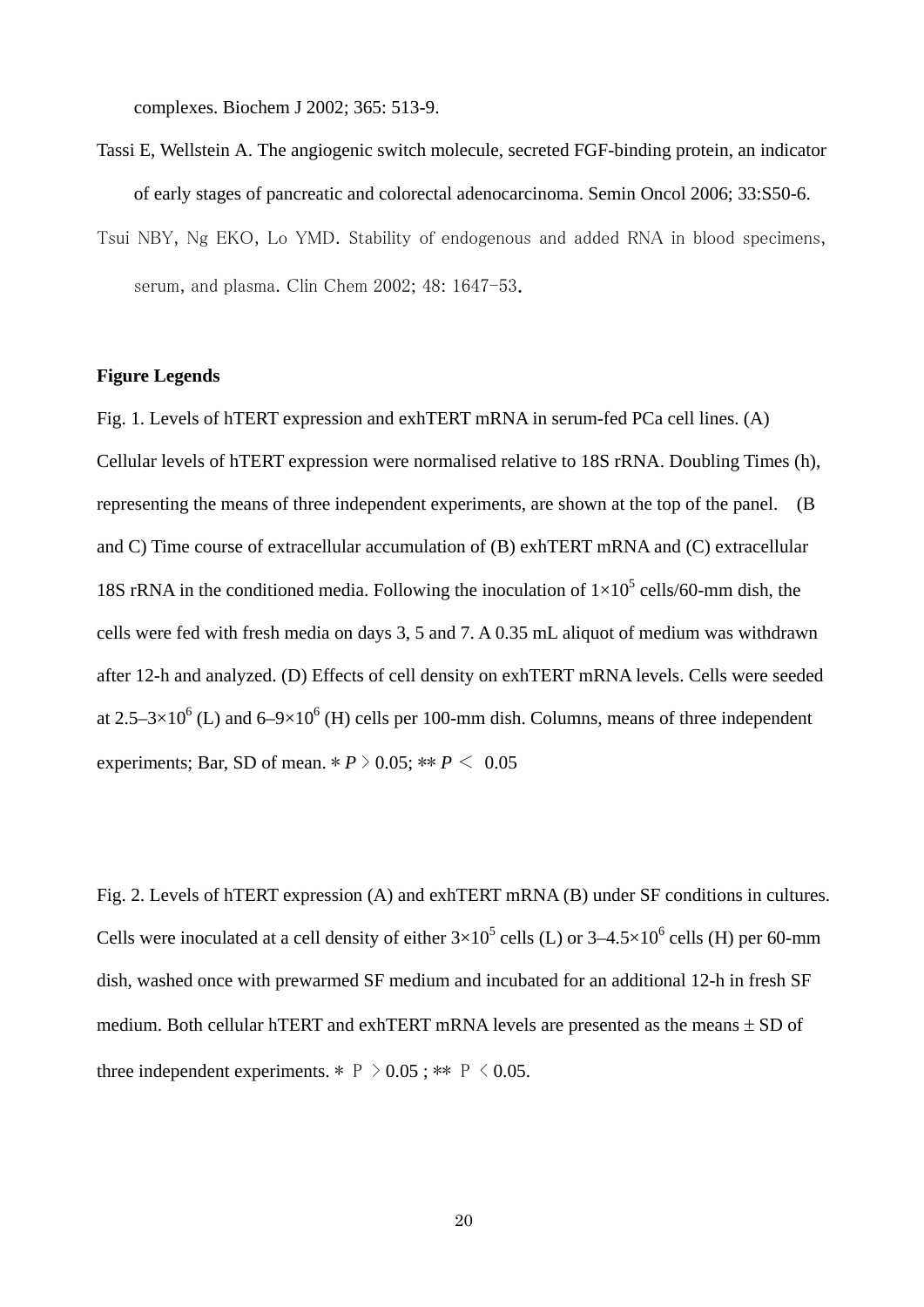complexes. Biochem J 2002; 365: 513-9.

Tassi E, Wellstein A. The angiogenic switch molecule, secreted FGF-binding protein, an indicator of early stages of pancreatic and colorectal adenocarcinoma. Semin Oncol 2006; 33:S50-6.

Tsui NBY, Ng EKO, Lo YMD. Stability of endogenous and added RNA in blood specimens, serum, and plasma. Clin Chem 2002; 48: 1647-53.

**Figure Legends**

Fig. 1. Levels of hTERT expression and exhTERT mRNA in serum-fed PCa cell lines. (A) Cellular levels of hTERT expression were normalised relative to 18S rRNA. Doubling Times (h), representing the means of three independent experiments, are shown at the top of the panel. (B and C) Time course of extracellular accumulation of (B) exhTERT mRNA and (C) extracellular 18S rRNA in the conditioned media. Following the inoculation of $1{\times}10^5$ cells/60-mm dish, the cells were fed with fresh media on days 3, 5 and 7. A 0.35 mL aliquot of medium was withdrawn after 12-h and analyzed. (D) Effects of cell density on exhTERT mRNA levels. Cells were seeded at $2.5–3{\times}10^6$ (L) and $6–9{\times}10^6$ (H) cells per 100-mm dish. Columns, means of three independent experiments; Bar, SD of mean. * $P > 0.05$; ** $P < 0.05$

Fig. 2. Levels of hTERT expression (A) and exhTERT mRNA (B) under SF conditions in cultures. Cells were inoculated at a cell density of either $3{\times}10^5$ cells (L) or $3–4.5{\times}10^6$ cells (H) per 60-mm dish, washed once with prewarmed SF medium and incubated for an additional 12-h in fresh SF medium. Both cellular hTERT and exhTERT mRNA levels are presented as the means ± SD of three independent experiments. * $P > 0.05$ ; ** $P < 0.05$.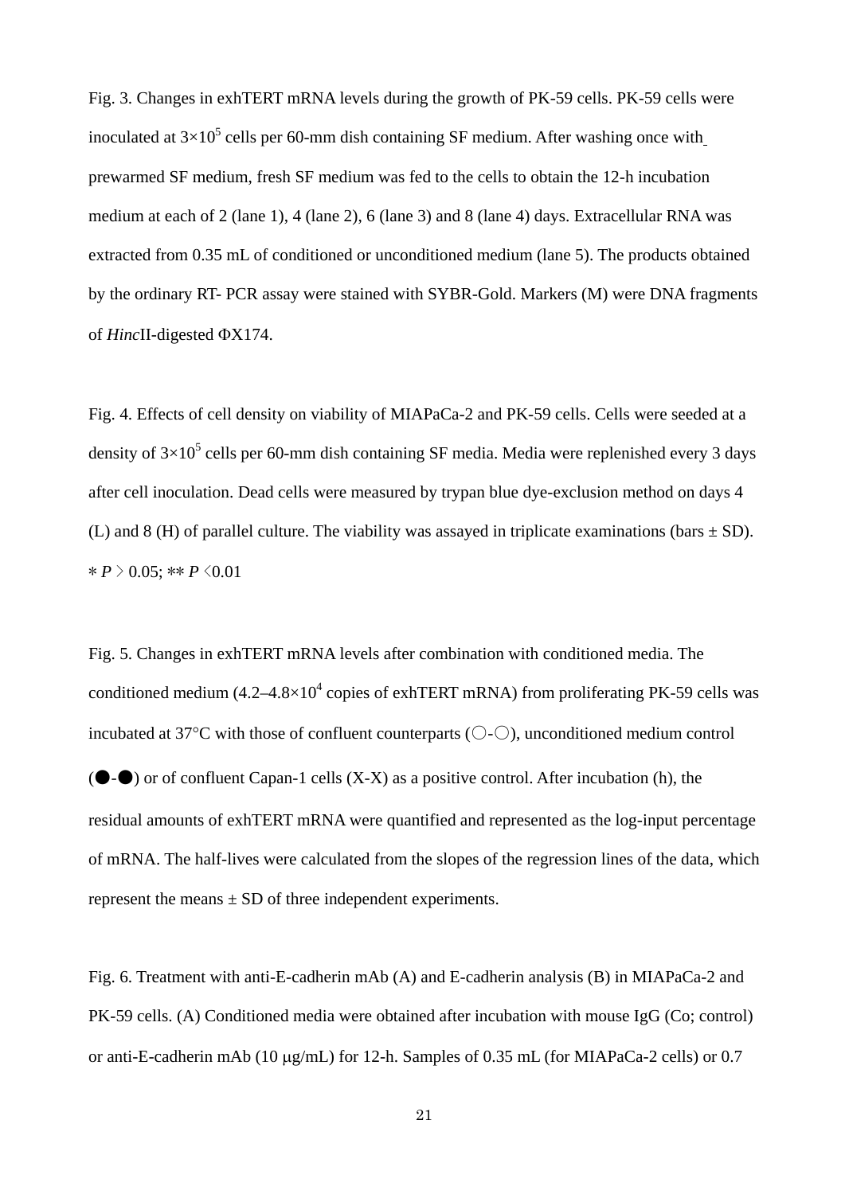Fig. 3. Changes in exhTERT mRNA levels during the growth of PK-59 cells. PK-59 cells were inoculated at $3\times10^5$ cells per 60-mm dish containing SF medium. After washing once with prewarmed SF medium, fresh SF medium was fed to the cells to obtain the 12-h incubation medium at each of 2 (lane 1), 4 (lane 2), 6 (lane 3) and 8 (lane 4) days. Extracellular RNA was extracted from 0.35 mL of conditioned or unconditioned medium (lane 5). The products obtained by the ordinary RT- PCR assay were stained with SYBR-Gold. Markers (M) were DNA fragments of *Hinc*II-digested ΦX174.

Fig. 4. Effects of cell density on viability of MIAPaCa-2 and PK-59 cells. Cells were seeded at a density of $3\times10^5$ cells per 60-mm dish containing SF media. Media were replenished every 3 days after cell inoculation. Dead cells were measured by trypan blue dye-exclusion method on days 4 (L) and 8 (H) of parallel culture. The viability was assayed in triplicate examinations (bars ± SD). * $P > 0.05$; ** $P < 0.01$

Fig. 5. Changes in exhTERT mRNA levels after combination with conditioned media. The conditioned medium ($4.2–4.8\times10^4$ copies of exhTERT mRNA) from proliferating PK-59 cells was incubated at 37°C with those of confluent counterparts (○-○), unconditioned medium control (●-●) or of confluent Capan-1 cells (X-X) as a positive control. After incubation (h), the residual amounts of exhTERT mRNA were quantified and represented as the log-input percentage of mRNA. The half-lives were calculated from the slopes of the regression lines of the data, which represent the means ± SD of three independent experiments.

Fig. 6. Treatment with anti-E-cadherin mAb (A) and E-cadherin analysis (B) in MIAPaCa-2 and PK-59 cells. (A) Conditioned media were obtained after incubation with mouse IgG (Co; control) or anti-E-cadherin mAb (10 μg/mL) for 12-h. Samples of 0.35 mL (for MIAPaCa-2 cells) or 0.7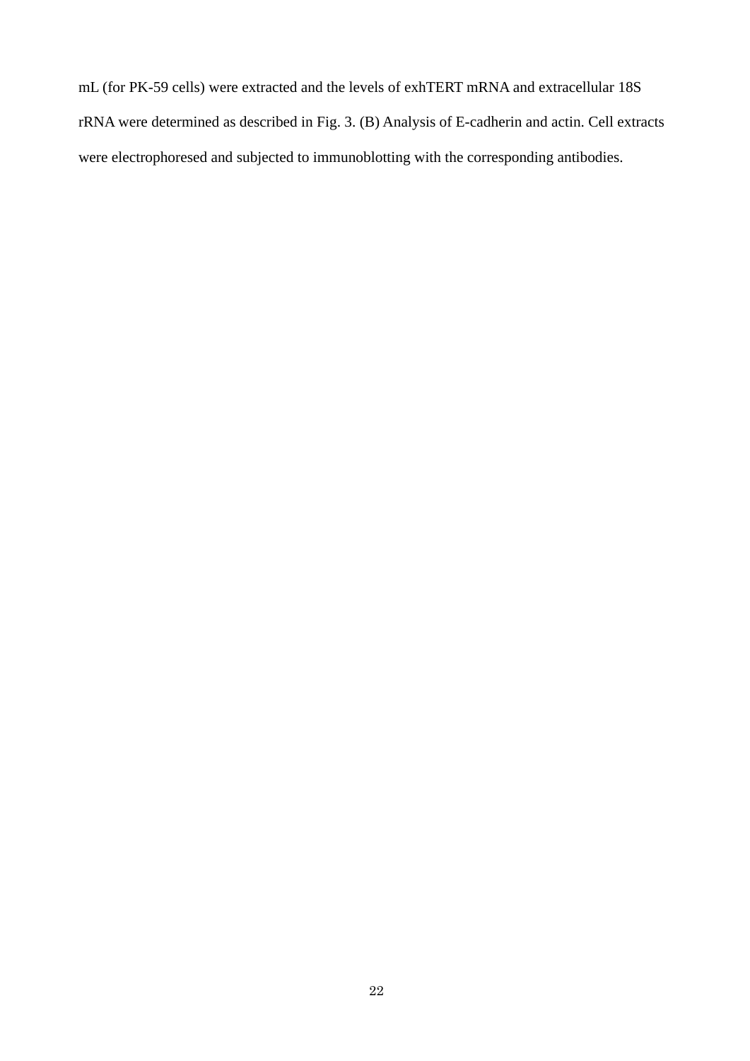mL (for PK-59 cells) were extracted and the levels of exhTERT mRNA and extracellular 18S rRNA were determined as described in Fig. 3. (B) Analysis of E-cadherin and actin. Cell extracts were electrophoresed and subjected to immunoblotting with the corresponding antibodies.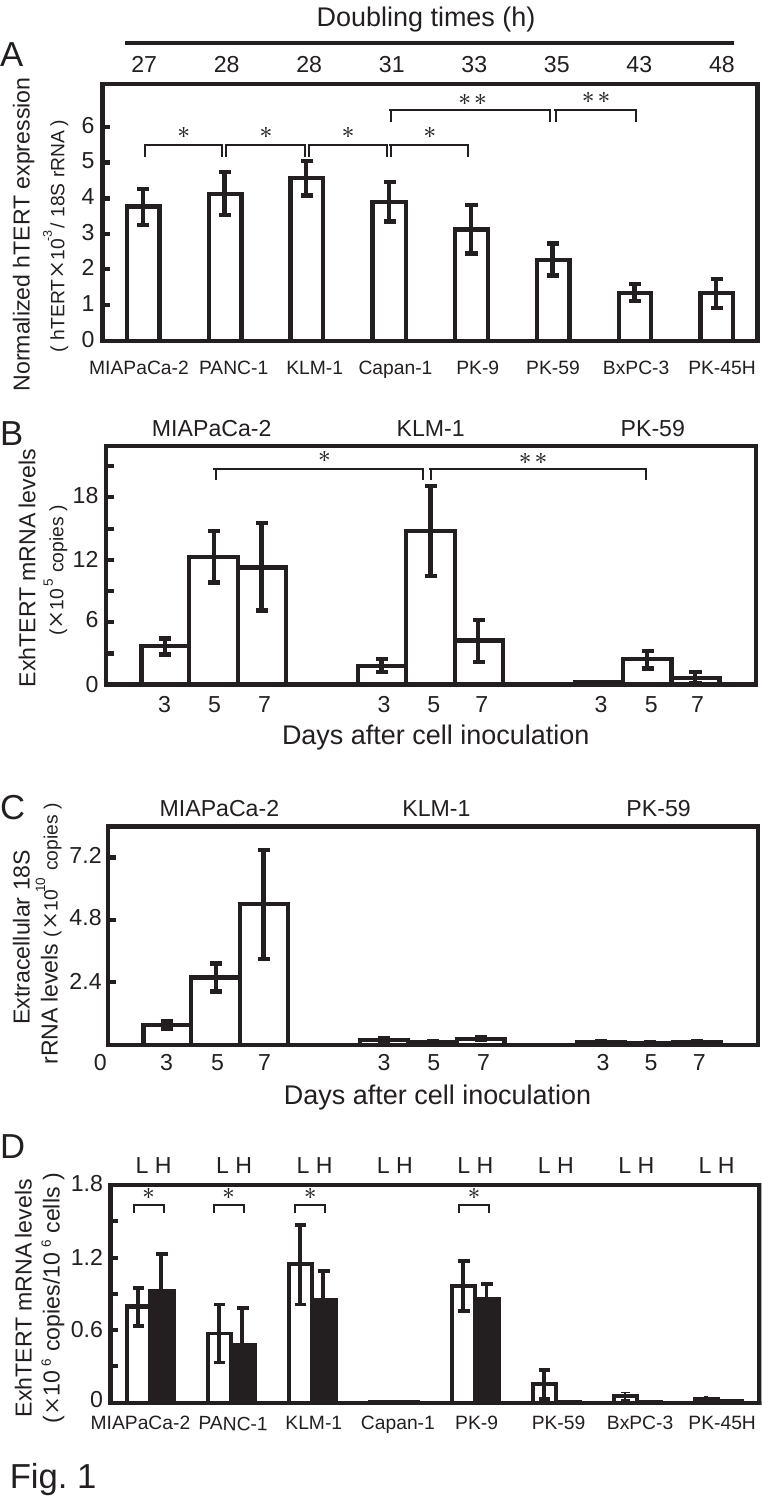Fig. 1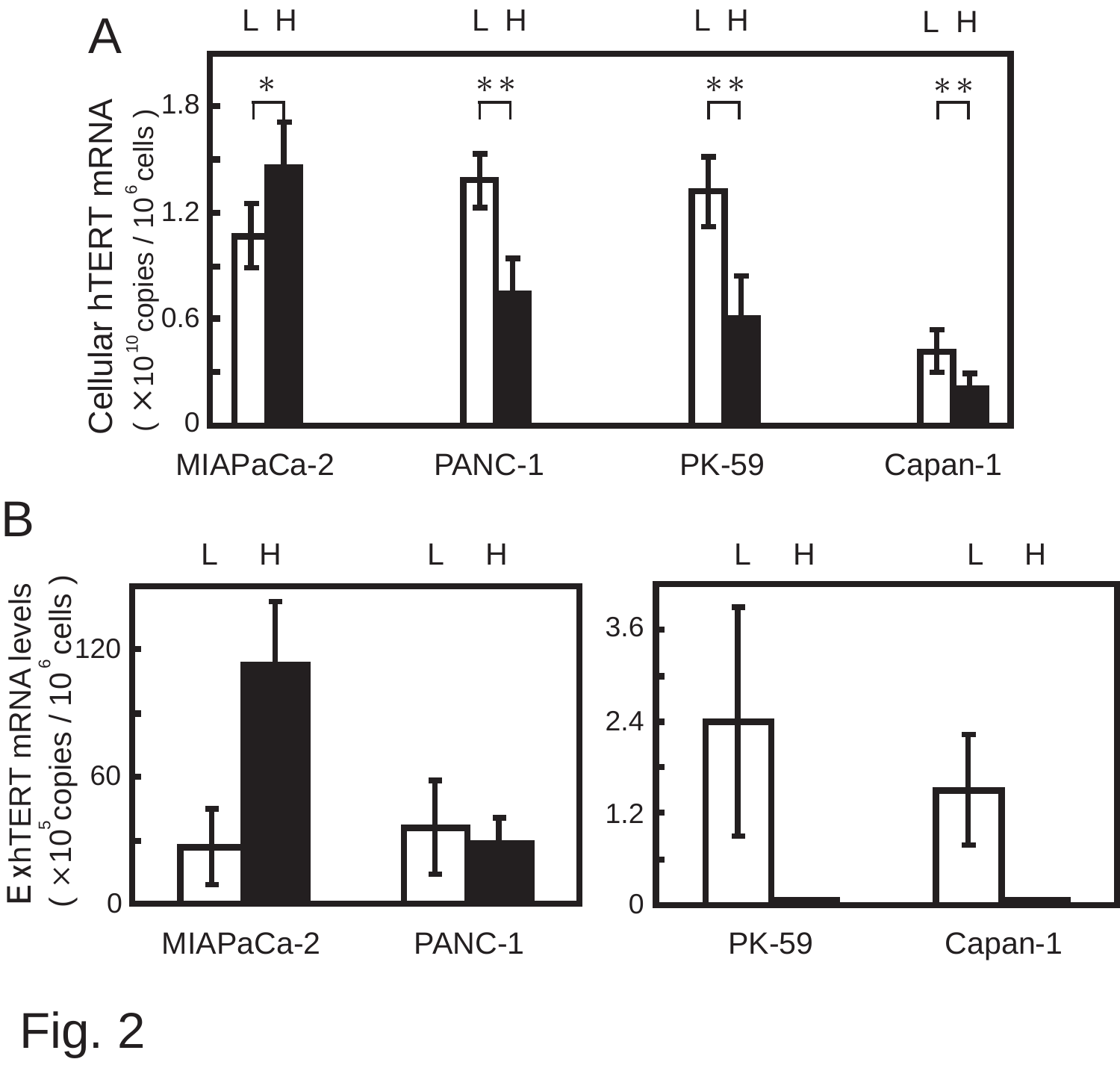Fig. 2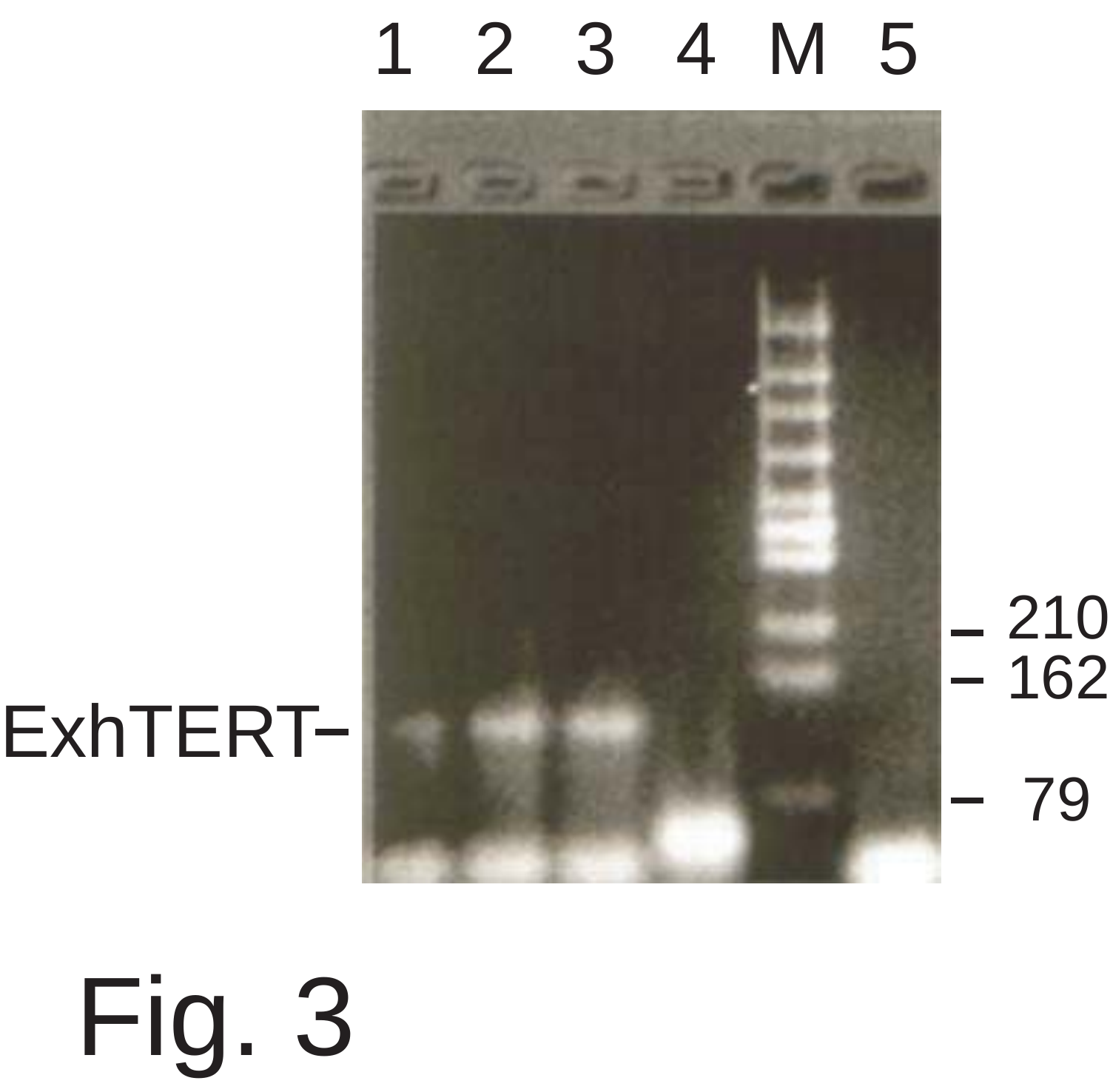Fig. 3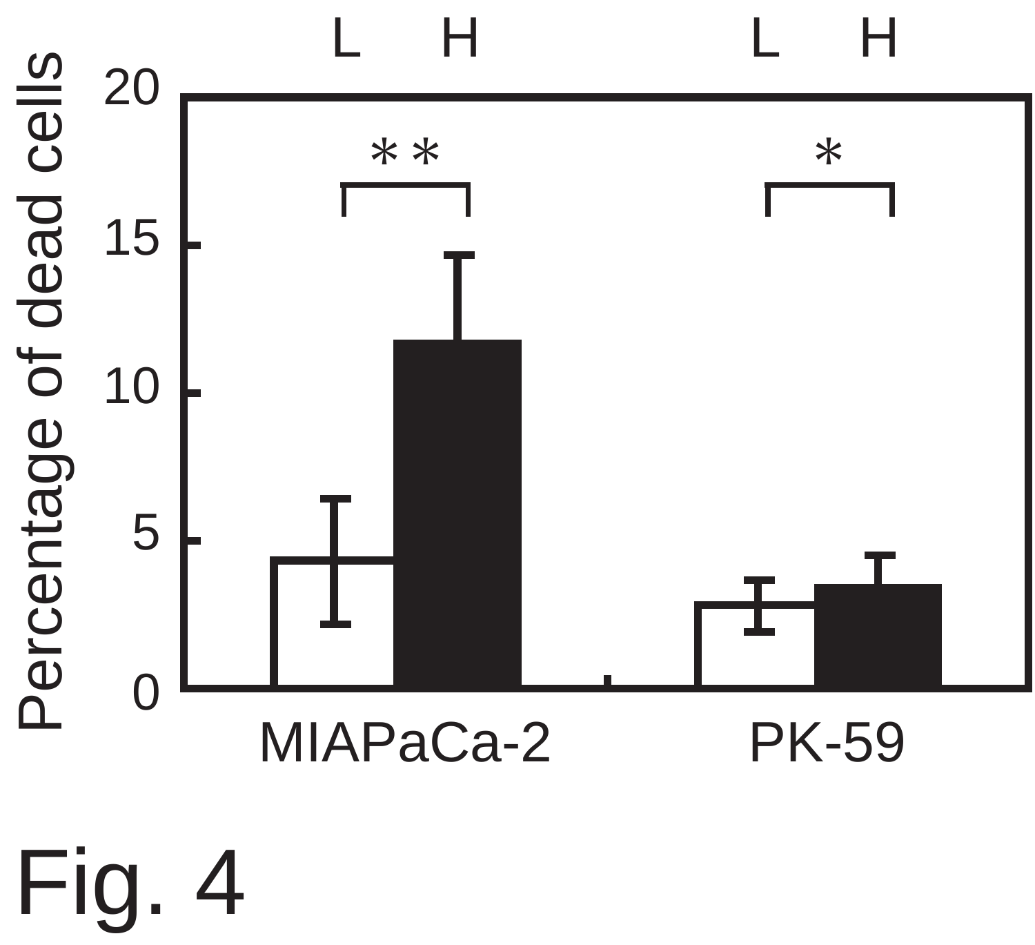Fig. 4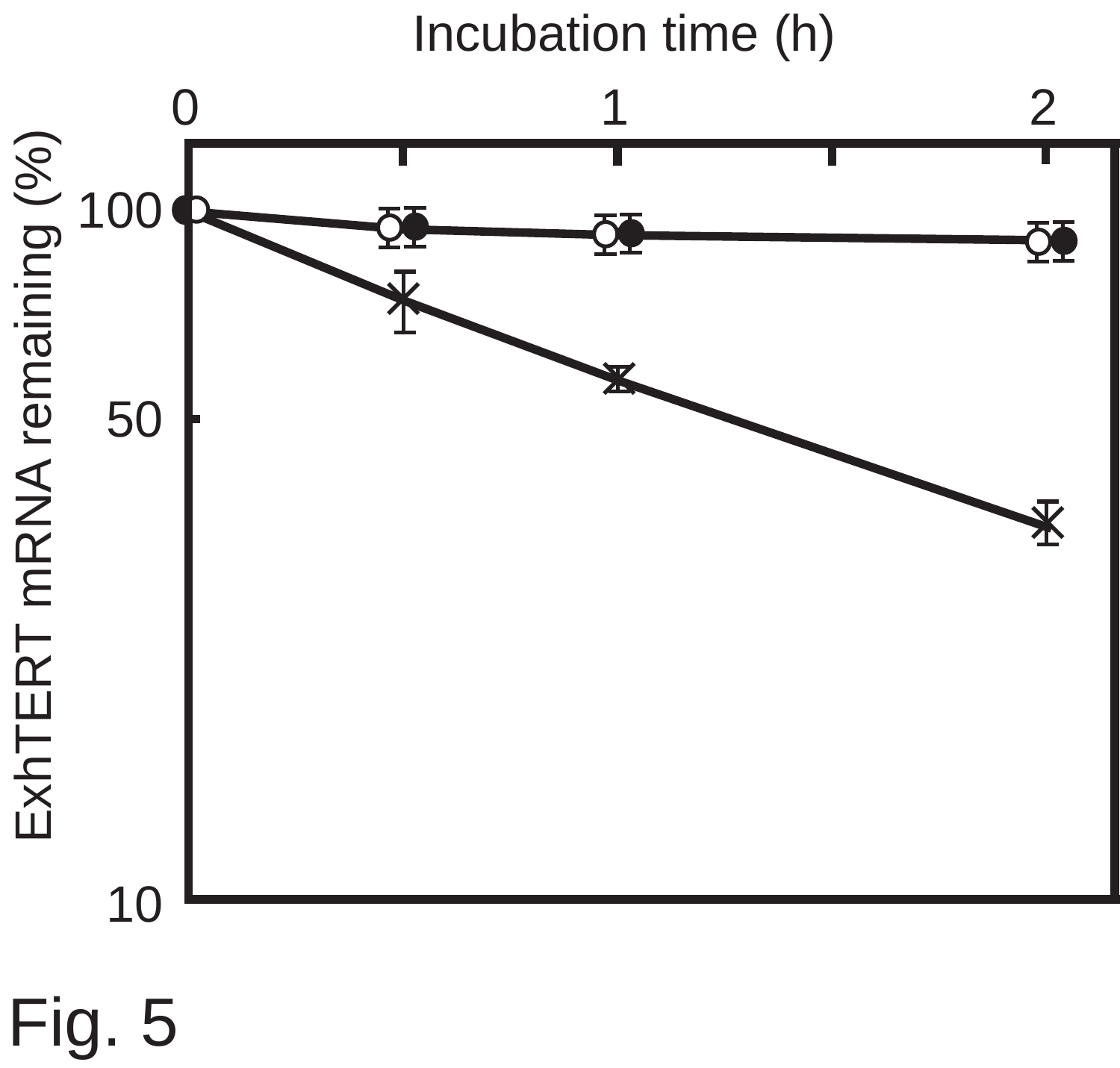Fig. 5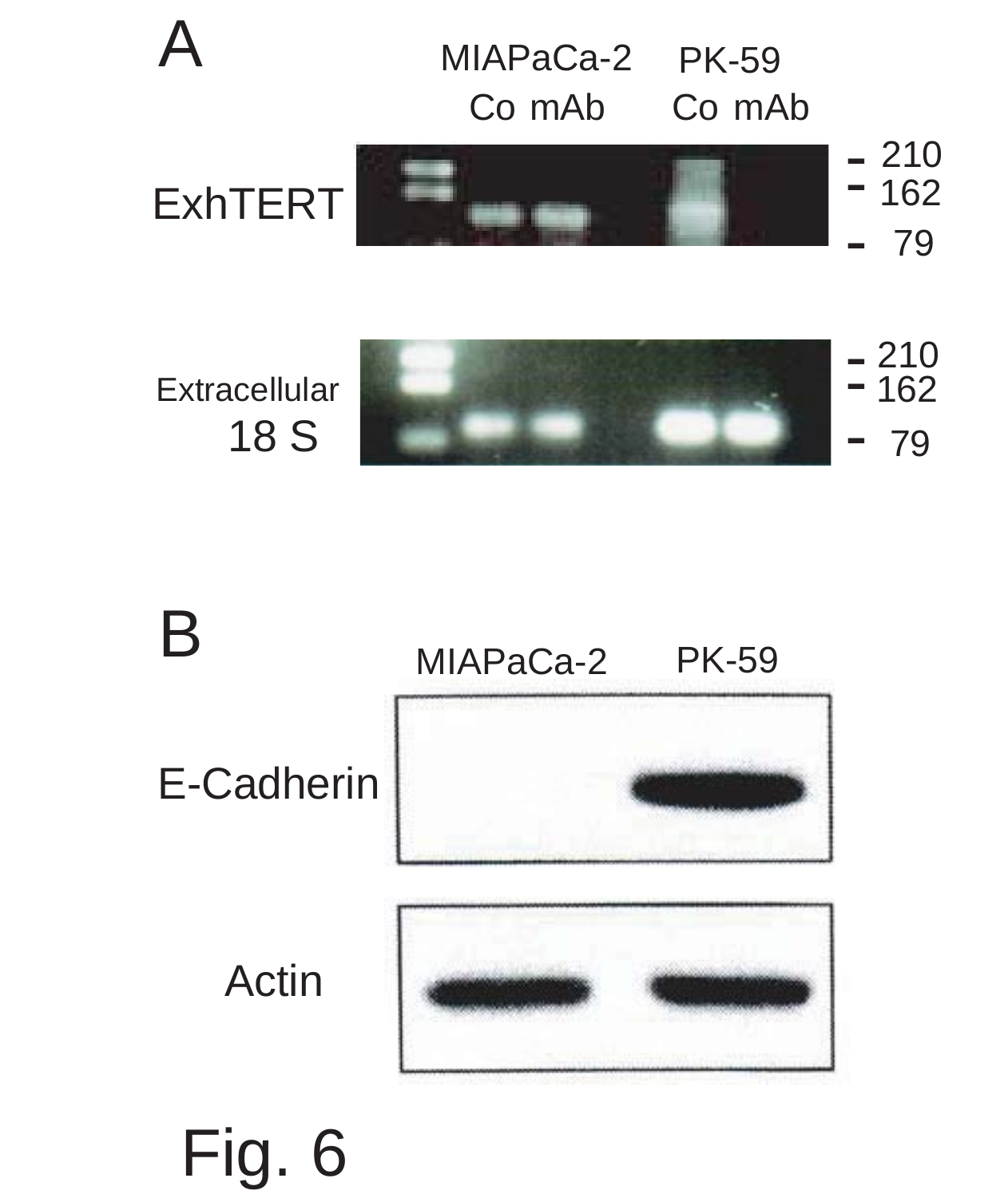A

MIAPaCa-2 PK-59

Co mAb Co mAb

ExhTERT

210
162
79

Extracellular
18 S

210
162
79

B

MIAPaCa-2 PK-59

E-Cadherin

Actin

Fig. 6